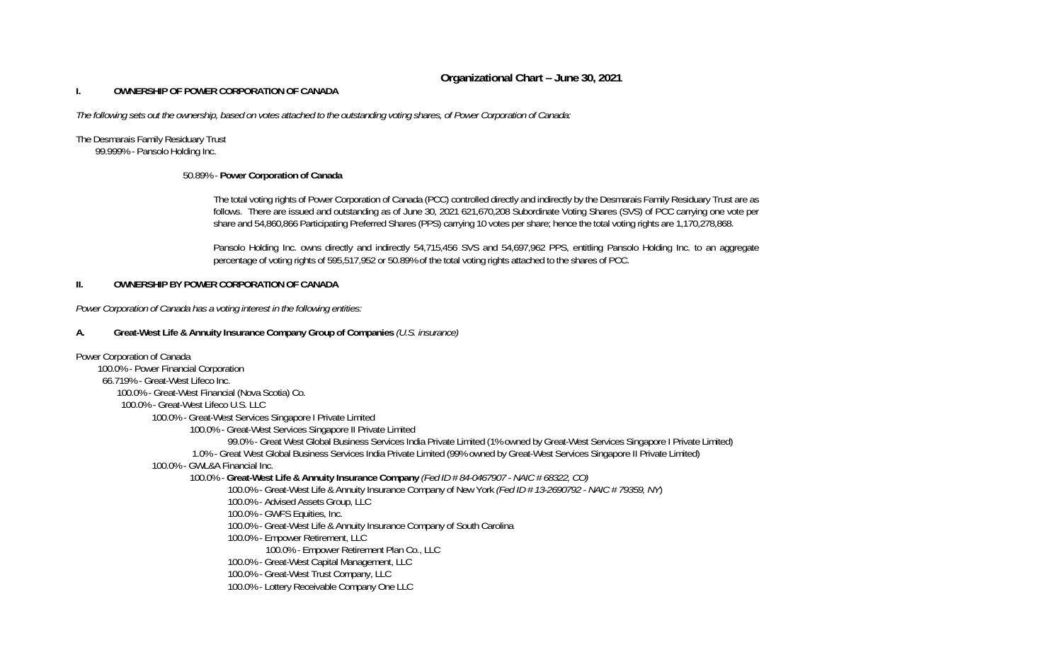# Organizational Chart – June 30, 2021

## I. OWNERSHIP OF POWER CORPORATION OF CANADA

*The following sets out the ownership, based on votes attached to the outstanding voting shares, of Power Corporation of Canada:*

The Desmarais Family Residuary Trust
- 99.999% - Pansolo Holding Inc.
  - 50.89% - **Power Corporation of Canada**

The total voting rights of Power Corporation of Canada (PCC) controlled directly and indirectly by the Desmarais Family Residuary Trust are as follows. There are issued and outstanding as of June 30, 2021 621,670,208 Subordinate Voting Shares (SVS) of PCC carrying one vote per share and 54,860,866 Participating Preferred Shares (PPS) carrying 10 votes per share; hence the total voting rights are 1,170,278,868.

Pansolo Holding Inc. owns directly and indirectly 54,715,456 SVS and 54,697,962 PPS, entitling Pansolo Holding Inc. to an aggregate percentage of voting rights of 595,517,952 or 50.89% of the total voting rights attached to the shares of PCC.

## II. OWNERSHIP BY POWER CORPORATION OF CANADA

*Power Corporation of Canada has a voting interest in the following entities:*

### A. Great-West Life & Annuity Insurance Company Group of Companies *(U.S. insurance)*

Power Corporation of Canada
- 100.0% - Power Financial Corporation
  - 66.719% - Great-West Lifeco Inc.
    - 100.0% - Great-West Financial (Nova Scotia) Co.
      - 100.0% - Great-West Lifeco U.S. LLC
        - 100.0% - Great-West Services Singapore I Private Limited
          - 100.0% - Great-West Services Singapore II Private Limited
            - 99.0% - Great West Global Business Services India Private Limited (1% owned by Great-West Services Singapore I Private Limited)
          - 1.0% - Great West Global Business Services India Private Limited (99% owned by Great-West Services Singapore II Private Limited)
        - 100.0% - GWL&A Financial Inc.
          - 100.0% - **Great-West Life & Annuity Insurance Company** *(Fed ID # 84-0467907 - NAIC # 68322, CO)*
            - 100.0% - Great-West Life & Annuity Insurance Company of New York *(Fed ID # 13-2690792 - NAIC # 79359, NY)*
            - 100.0% - Advised Assets Group, LLC
            - 100.0% - GWFS Equities, Inc.
            - 100.0% - Great-West Life & Annuity Insurance Company of South Carolina
            - 100.0% - Empower Retirement, LLC
              - 100.0% - Empower Retirement Plan Co., LLC
            - 100.0% - Great-West Capital Management, LLC
            - 100.0% - Great-West Trust Company, LLC
            - 100.0% - Lottery Receivable Company One LLC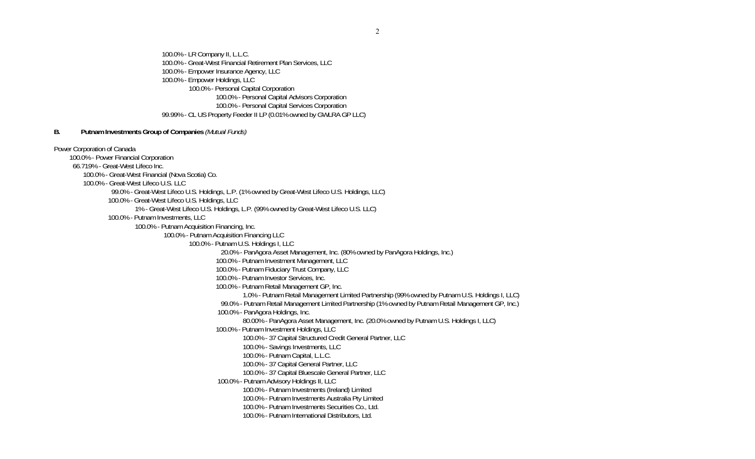- 100.0% - LR Company II, L.L.C.
- 100.0% - Great-West Financial Retirement Plan Services, LLC
- 100.0% - Empower Insurance Agency, LLC
- 100.0% - Empower Holdings, LLC
  - 100.0% - Personal Capital Corporation
    - 100.0% - Personal Capital Advisors Corporation
    - 100.0% - Personal Capital Services Corporation
- 99.99% - CL US Property Feeder II LP (0.01% owned by GWLRA GP LLC)

**B. Putnam Investments Group of Companies** *(Mutual Funds)*

Power Corporation of Canada
- 100.0% - Power Financial Corporation
  - 66.719% - Great-West Lifeco Inc.
    - 100.0% - Great-West Financial (Nova Scotia) Co.
    - 100.0% - Great-West Lifeco U.S. LLC
      - 99.0% - Great-West Lifeco U.S. Holdings, L.P. (1% owned by Great-West Lifeco U.S. Holdings, LLC)
      - 100.0% - Great-West Lifeco U.S. Holdings, LLC
        - 1% - Great-West Lifeco U.S. Holdings, L.P. (99% owned by Great-West Lifeco U.S. LLC)
      - 100.0% - Putnam Investments, LLC
        - 100.0% - Putnam Acquisition Financing, Inc.
          - 100.0% - Putnam Acquisition Financing LLC
            - 100.0% - Putnam U.S. Holdings I, LLC
              - 20.0% - PanAgora Asset Management, Inc. (80% owned by PanAgora Holdings, Inc.)
              - 100.0% - Putnam Investment Management, LLC
              - 100.0% - Putnam Fiduciary Trust Company, LLC
              - 100.0% - Putnam Investor Services, Inc.
              - 100.0% - Putnam Retail Management GP, Inc.
                - 1.0% - Putnam Retail Management Limited Partnership (99% owned by Putnam U.S. Holdings I, LLC)
              - 99.0% - Putnam Retail Management Limited Partnership (1% owned by Putnam Retail Management GP, Inc.)
              - 100.0% - PanAgora Holdings, Inc.
                - 80.00% - PanAgora Asset Management, Inc. (20.0% owned by Putnam U.S. Holdings I, LLC)
              - 100.0% - Putnam Investment Holdings, LLC
                - 100.0% - 37 Capital Structured Credit General Partner, LLC
                - 100.0% - Savings Investments, LLC
                - 100.0% - Putnam Capital, L.L.C.
                - 100.0% - 37 Capital General Partner, LLC
                - 100.0% - 37 Capital Bluescale General Partner, LLC
              - 100.0% - Putnam Advisory Holdings II, LLC
                - 100.0% - Putnam Investments (Ireland) Limited
                - 100.0% - Putnam Investments Australia Pty Limited
                - 100.0% - Putnam Investments Securities Co., Ltd.
                - 100.0% - Putnam International Distributors, Ltd.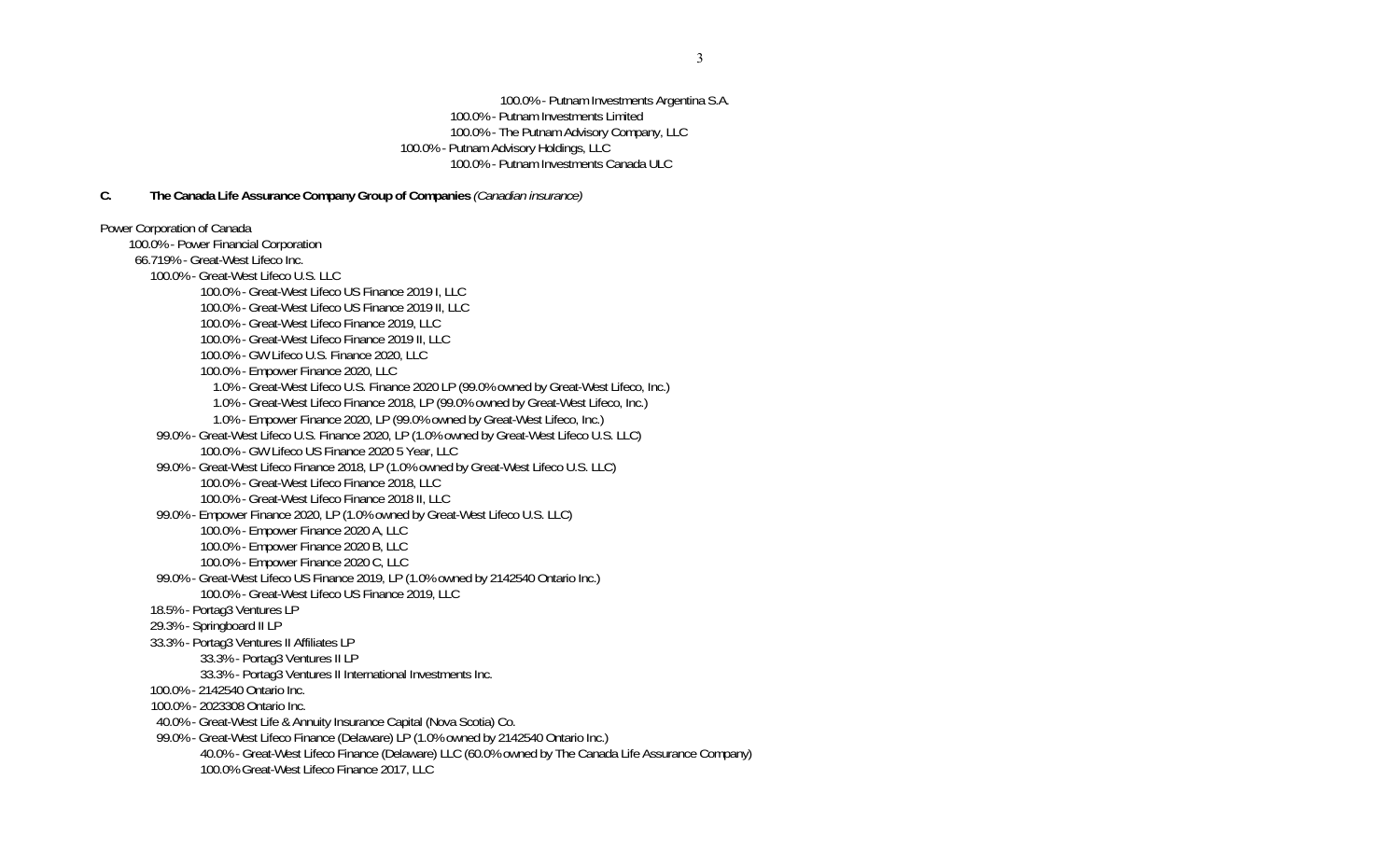100.0% - Putnam Investments Argentina S.A.

100.0% - Putnam Investments Limited

100.0% - The Putnam Advisory Company, LLC

100.0% - Putnam Advisory Holdings, LLC

100.0% - Putnam Investments Canada ULC

**C. The Canada Life Assurance Company Group of Companies** *(Canadian insurance)*

Power Corporation of Canada
- 100.0% - Power Financial Corporation
  - 66.719% - Great-West Lifeco Inc.
    - 100.0% - Great-West Lifeco U.S. LLC
      - 100.0% - Great-West Lifeco US Finance 2019 I, LLC
      - 100.0% - Great-West Lifeco US Finance 2019 II, LLC
      - 100.0% - Great-West Lifeco Finance 2019, LLC
      - 100.0% - Great-West Lifeco Finance 2019 II, LLC
      - 100.0% - GW Lifeco U.S. Finance 2020, LLC
      - 100.0% - Empower Finance 2020, LLC
      - 1.0% - Great-West Lifeco U.S. Finance 2020 LP (99.0% owned by Great-West Lifeco, Inc.)
      - 1.0% - Great-West Lifeco Finance 2018, LP (99.0% owned by Great-West Lifeco, Inc.)
      - 1.0% - Empower Finance 2020, LP (99.0% owned by Great-West Lifeco, Inc.)
    - 99.0% - Great-West Lifeco U.S. Finance 2020, LP (1.0% owned by Great-West Lifeco U.S. LLC)
      - 100.0% - GW Lifeco US Finance 2020 5 Year, LLC
    - 99.0% - Great-West Lifeco Finance 2018, LP (1.0% owned by Great-West Lifeco U.S. LLC)
      - 100.0% - Great-West Lifeco Finance 2018, LLC
      - 100.0% - Great-West Lifeco Finance 2018 II, LLC
    - 99.0% - Empower Finance 2020, LP (1.0% owned by Great-West Lifeco U.S. LLC)
      - 100.0% - Empower Finance 2020 A, LLC
      - 100.0% - Empower Finance 2020 B, LLC
      - 100.0% - Empower Finance 2020 C, LLC
    - 99.0% - Great-West Lifeco US Finance 2019, LP (1.0% owned by 2142540 Ontario Inc.)
      - 100.0% - Great-West Lifeco US Finance 2019, LLC
    - 18.5% - Portag3 Ventures LP
    - 29.3% - Springboard II LP
    - 33.3% - Portag3 Ventures II Affiliates LP
      - 33.3% - Portag3 Ventures II LP
      - 33.3% - Portag3 Ventures II International Investments Inc.
    - 100.0% - 2142540 Ontario Inc.
    - 100.0% - 2023308 Ontario Inc.
    - 40.0% - Great-West Life & Annuity Insurance Capital (Nova Scotia) Co.
    - 99.0% - Great-West Lifeco Finance (Delaware) LP (1.0% owned by 2142540 Ontario Inc.)
      - 40.0% - Great-West Lifeco Finance (Delaware) LLC (60.0% owned by The Canada Life Assurance Company)
      - 100.0% Great-West Lifeco Finance 2017, LLC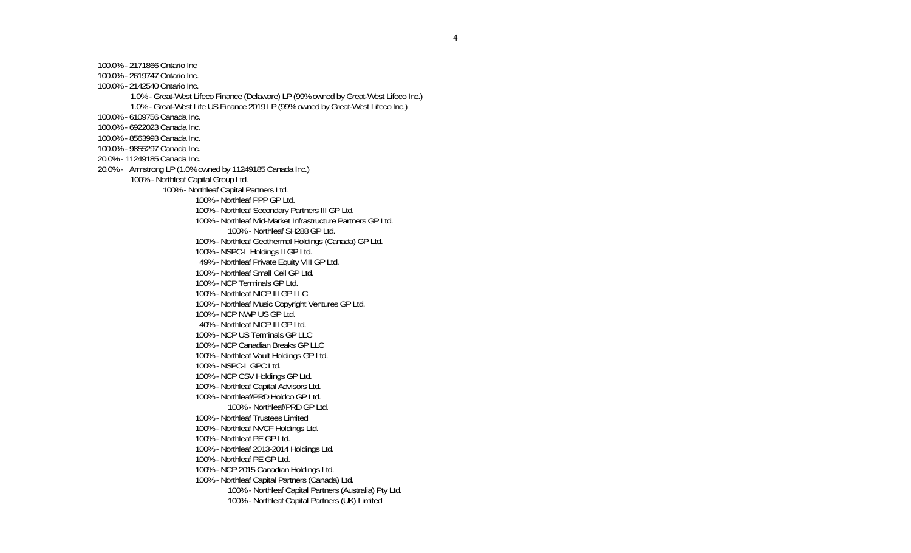- 100.0% - 2171866 Ontario Inc
- 100.0% - 2619747 Ontario Inc.
- 100.0% - 2142540 Ontario Inc.
  - 1.0% - Great-West Lifeco Finance (Delaware) LP (99% owned by Great-West Lifeco Inc.)
  - 1.0% - Great-West Life US Finance 2019 LP (99% owned by Great-West Lifeco Inc.)
- 100.0% - 6109756 Canada Inc.
- 100.0% - 6922023 Canada Inc.
- 100.0% - 8563993 Canada Inc.
- 100.0% - 9855297 Canada Inc.
- 20.0% - 11249185 Canada Inc.
- 20.0% - Armstrong LP (1.0% owned by 11249185 Canada Inc.)
  - 100% - Northleaf Capital Group Ltd.
    - 100% - Northleaf Capital Partners Ltd.
      - 100% - Northleaf PPP GP Ltd.
      - 100% - Northleaf Secondary Partners III GP Ltd.
      - 100% - Northleaf Mid-Market Infrastructure Partners GP Ltd.
        - 100% - Northleaf SH288 GP Ltd.
      - 100% - Northleaf Geothermal Holdings (Canada) GP Ltd.
      - 100% - NSPC-L Holdings II GP Ltd.
      - 49% - Northleaf Private Equity VIII GP Ltd.
      - 100% - Northleaf Small Cell GP Ltd.
      - 100% - NCP Terminals GP Ltd.
      - 100% - Northleaf NICP III GP LLC
      - 100% - Northleaf Music Copyright Ventures GP Ltd.
      - 100% - NCP NWP US GP Ltd.
      - 40% - Northleaf NICP III GP Ltd.
      - 100% - NCP US Terminals GP LLC
      - 100% - NCP Canadian Breaks GP LLC
      - 100% - Northleaf Vault Holdings GP Ltd.
      - 100% - NSPC-L GPC Ltd.
      - 100% - NCP CSV Holdings GP Ltd.
      - 100% - Northleaf Capital Advisors Ltd.
      - 100% - Northleaf/PRD Holdco GP Ltd.
        - 100% - Northleaf/PRD GP Ltd.
      - 100% - Northleaf Trustees Limited
      - 100% - Northleaf NVCF Holdings Ltd.
      - 100% - Northleaf PE GP Ltd.
      - 100% - Northleaf 2013-2014 Holdings Ltd.
      - 100% - Northleaf PE GP Ltd.
      - 100% - NCP 2015 Canadian Holdings Ltd.
      - 100% - Northleaf Capital Partners (Canada) Ltd.
        - 100% - Northleaf Capital Partners (Australia) Pty Ltd.
        - 100% - Northleaf Capital Partners (UK) Limited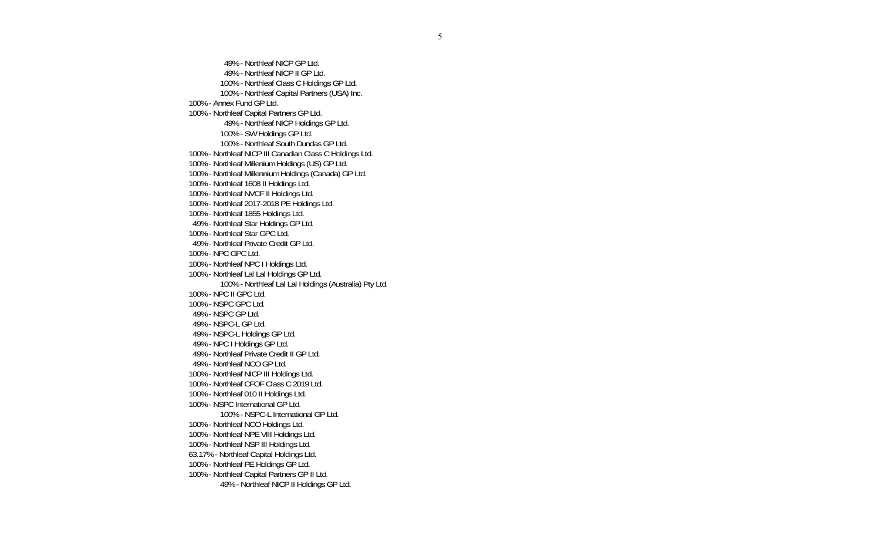- 49% - Northleaf NICP GP Ltd.
    - 49% - Northleaf NICP II GP Ltd.
    - 100% - Northleaf Class C Holdings GP Ltd.
    - 100% - Northleaf Capital Partners (USA) Inc.
- 100% - Annex Fund GP Ltd.
- 100% - Northleaf Capital Partners GP Ltd.
    - 49% - Northleaf NICP Holdings GP Ltd.
    - 100% - SW Holdings GP Ltd.
    - 100% - Northleaf South Dundas GP Ltd.
- 100% - Northleaf NICP III Canadian Class C Holdings Ltd.
- 100% - Northleaf Millenium Holdings (US) GP Ltd.
- 100% - Northleaf Millennium Holdings (Canada) GP Ltd.
- 100% - Northleaf 1608 II Holdings Ltd.
- 100% - Northleaf NVCF II Holdings Ltd.
- 100% - Northleaf 2017-2018 PE Holdings Ltd.
- 100% - Northleaf 1855 Holdings Ltd.
- 49% - Northleaf Star Holdings GP Ltd.
- 100% - Northleaf Star GPC Ltd.
- 49% - Northleaf Private Credit GP Ltd.
- 100% - NPC GPC Ltd.
- 100% - Northleaf NPC I Holdings Ltd.
- 100% - Northleaf Lal Lal Holdings GP Ltd.
    - 100% - Northleaf Lal Lal Holdings (Australia) Pty Ltd.
- 100% - NPC II GPC Ltd.
- 100% - NSPC GPC Ltd.
- 49% - NSPC GP Ltd.
- 49% - NSPC-L GP Ltd.
- 49% - NSPC-L Holdings GP Ltd.
- 49% - NPC I Holdings GP Ltd.
- 49% - Northleaf Private Credit II GP Ltd.
- 49% - Northleaf NCO GP Ltd.
- 100% - Northleaf NICP III Holdings Ltd.
- 100% - Northleaf CFOF Class C 2019 Ltd.
- 100% - Northleaf 010 II Holdings Ltd.
- 100% - NSPC International GP Ltd.
    - 100% - NSPC-L International GP Ltd.
- 100% - Northleaf NCO Holdings Ltd.
- 100% - Northleaf NPE VIII Holdings Ltd.
- 100% - Northleaf NSP III Holdings Ltd.
- 63.17% - Northleaf Capital Holdings Ltd.
- 100% - Northleaf PE Holdings GP Ltd.
- 100% - Northleaf Capital Partners GP II Ltd.
    - 49% - Northleaf NICP II Holdings GP Ltd.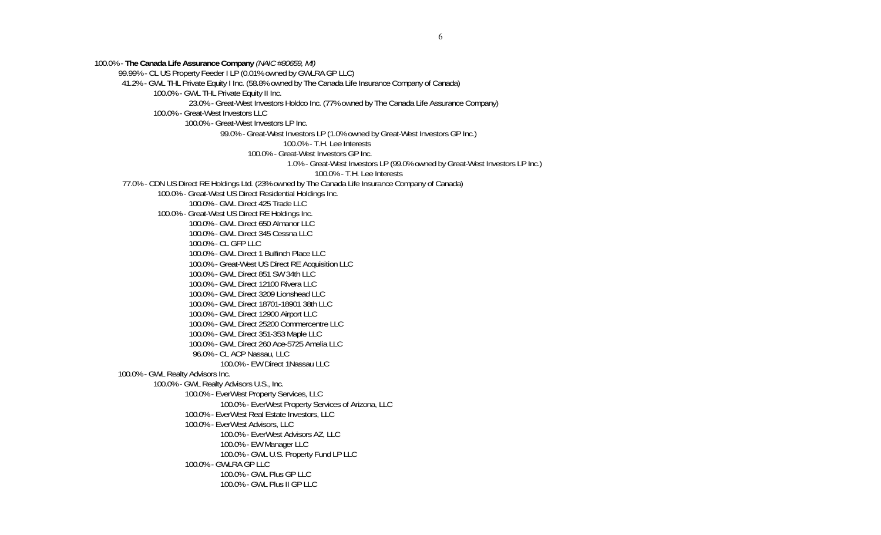100.0% - **The Canada Life Assurance Company** *(NAIC #80659, MI)*

- 99.99% - CL US Property Feeder I LP (0.01% owned by GWLRA GP LLC)
- 41.2% - GWL THL Private Equity I Inc. (58.8% owned by The Canada Life Insurance Company of Canada)
  - 100.0% - GWL THL Private Equity II Inc.
    - 23.0% - Great-West Investors Holdco Inc. (77% owned by The Canada Life Assurance Company)
  - 100.0% - Great-West Investors LLC
    - 100.0% - Great-West Investors LP Inc.
      - 99.0% - Great-West Investors LP (1.0% owned by Great-West Investors GP Inc.)
        - 100.0% - T.H. Lee Interests
      - 100.0% - Great-West Investors GP Inc.
        - 1.0% - Great-West Investors LP (99.0% owned by Great-West Investors LP Inc.)
          - 100.0% - T.H. Lee Interests
- 77.0% - CDN US Direct RE Holdings Ltd. (23% owned by The Canada Life Insurance Company of Canada)
  - 100.0% - Great-West US Direct Residential Holdings Inc.
    - 100.0% - GWL Direct 425 Trade LLC
  - 100.0% - Great-West US Direct RE Holdings Inc.
    - 100.0% - GWL Direct 650 Almanor LLC
    - 100.0% - GWL Direct 345 Cessna LLC
    - 100.0% - CL GFP LLC
    - 100.0% - GWL Direct 1 Bulfinch Place LLC
    - 100.0% - Great-West US Direct RE Acquisition LLC
    - 100.0% - GWL Direct 851 SW 34th LLC
    - 100.0% - GWL Direct 12100 Rivera LLC
    - 100.0% - GWL Direct 3209 Lionshead LLC
    - 100.0% - GWL Direct 18701-18901 38th LLC
    - 100.0% - GWL Direct 12900 Airport LLC
    - 100.0% - GWL Direct 25200 Commercentre LLC
    - 100.0% - GWL Direct 351-353 Maple LLC
    - 100.0% - GWL Direct 260 Ace-5725 Amelia LLC
    - 96.0% - CL ACP Nassau, LLC
      - 100.0% - EW Direct 1Nassau LLC
- 100.0% - GWL Realty Advisors Inc.
  - 100.0% - GWL Realty Advisors U.S., Inc.
    - 100.0% - EverWest Property Services, LLC
      - 100.0% - EverWest Property Services of Arizona, LLC
    - 100.0% - EverWest Real Estate Investors, LLC
    - 100.0% - EverWest Advisors, LLC
      - 100.0% - EverWest Advisors AZ, LLC
      - 100.0% - EW Manager LLC
      - 100.0% - GWL U.S. Property Fund LP LLC
    - 100.0% - GWLRA GP LLC
      - 100.0% - GWL Plus GP LLC
      - 100.0% - GWL Plus II GP LLC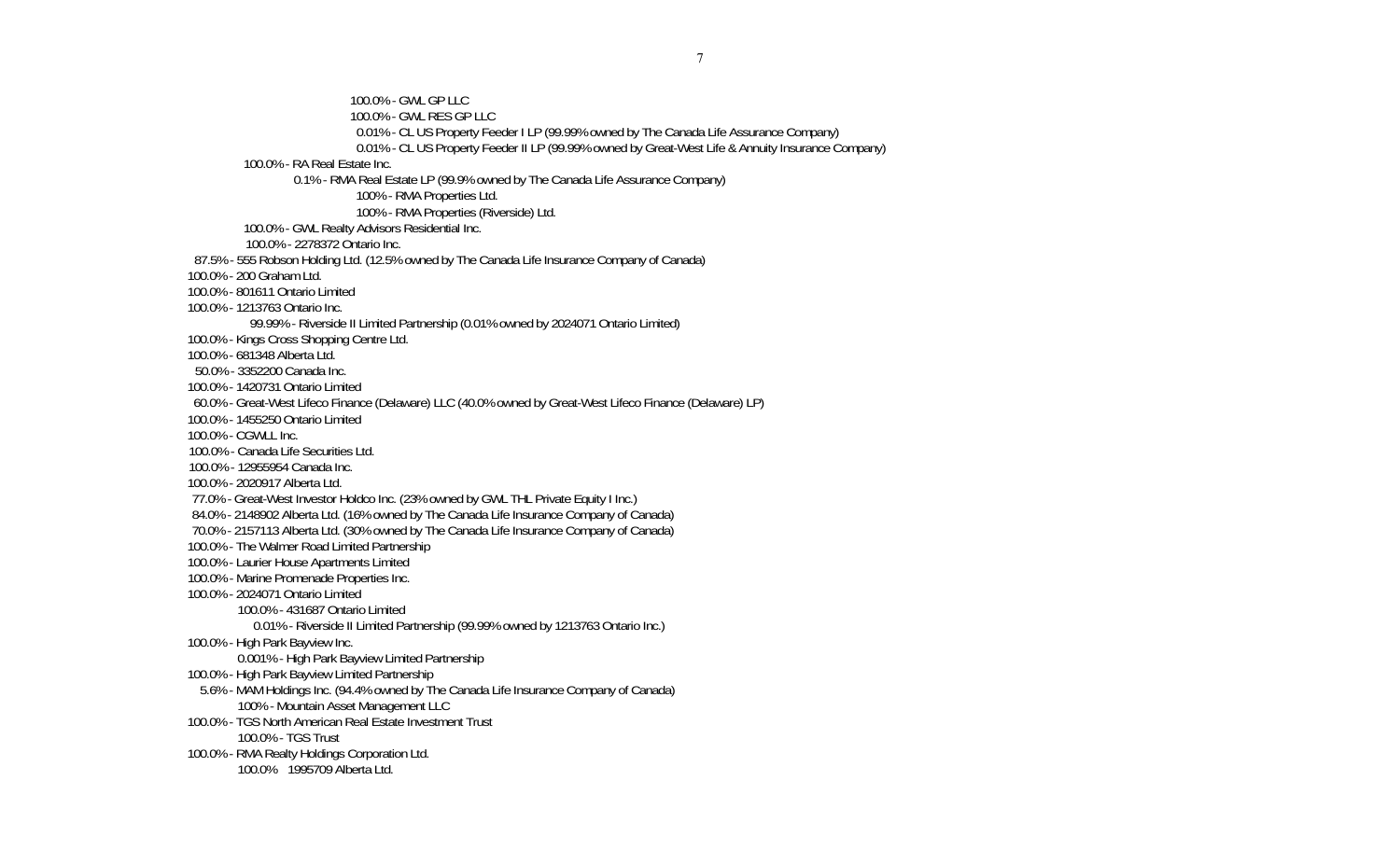100.0% - GWL GP LLC
100.0% - GWL RES GP LLC
0.01% - CL US Property Feeder I LP (99.99% owned by The Canada Life Assurance Company)
0.01% - CL US Property Feeder II LP (99.99% owned by Great-West Life & Annuity Insurance Company)
100.0% - RA Real Estate Inc.
0.1% - RMA Real Estate LP (99.9% owned by The Canada Life Assurance Company)
100% - RMA Properties Ltd.
100% - RMA Properties (Riverside) Ltd.
100.0% - GWL Realty Advisors Residential Inc.
100.0% - 2278372 Ontario Inc.
87.5% - 555 Robson Holding Ltd. (12.5% owned by The Canada Life Insurance Company of Canada)
100.0% - 200 Graham Ltd.
100.0% - 801611 Ontario Limited
100.0% - 1213763 Ontario Inc.
99.99% - Riverside II Limited Partnership (0.01% owned by 2024071 Ontario Limited)
100.0% - Kings Cross Shopping Centre Ltd.
100.0% - 681348 Alberta Ltd.
50.0% - 3352200 Canada Inc.
100.0% - 1420731 Ontario Limited
60.0% - Great-West Lifeco Finance (Delaware) LLC (40.0% owned by Great-West Lifeco Finance (Delaware) LP)
100.0% - 1455250 Ontario Limited
100.0% - CGWLL Inc.
100.0% - Canada Life Securities Ltd.
100.0% - 12955954 Canada Inc.
100.0% - 2020917 Alberta Ltd.
77.0% - Great-West Investor Holdco Inc. (23% owned by GWL THL Private Equity I Inc.)
84.0% - 2148902 Alberta Ltd. (16% owned by The Canada Life Insurance Company of Canada)
70.0% - 2157113 Alberta Ltd. (30% owned by The Canada Life Insurance Company of Canada)
100.0% - The Walmer Road Limited Partnership
100.0% - Laurier House Apartments Limited
100.0% - Marine Promenade Properties Inc.
100.0% - 2024071 Ontario Limited
100.0% - 431687 Ontario Limited
0.01% - Riverside II Limited Partnership (99.99% owned by 1213763 Ontario Inc.)
100.0% - High Park Bayview Inc.
0.001% - High Park Bayview Limited Partnership
100.0% - High Park Bayview Limited Partnership
5.6% - MAM Holdings Inc. (94.4% owned by The Canada Life Insurance Company of Canada)
100% - Mountain Asset Management LLC
100.0% - TGS North American Real Estate Investment Trust
100.0% - TGS Trust
100.0% - RMA Realty Holdings Corporation Ltd.
100.0% 1995709 Alberta Ltd.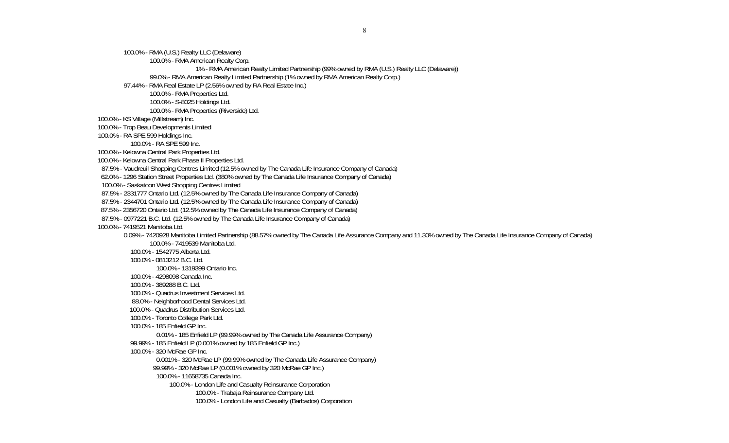100.0% - RMA (U.S.) Realty LLC (Delaware)

100.0% - RMA American Realty Corp.

1% - RMA American Realty Limited Partnership (99% owned by RMA (U.S.) Realty LLC (Delaware))

99.0% - RMA American Realty Limited Partnership (1% owned by RMA American Realty Corp.)

97.44% - RMA Real Estate LP (2.56% owned by RA Real Estate Inc.)

100.0% - RMA Properties Ltd.

100.0% - S-8025 Holdings Ltd.

100.0% - RMA Properties (Riverside) Ltd.

100.0% - KS Village (Millstream) Inc.

100.0% - Trop Beau Developments Limited

100.0% - RA SPE 599 Holdings Inc.

100.0% - RA SPE 599 Inc.

100.0% - Kelowna Central Park Properties Ltd.

100.0% - Kelowna Central Park Phase II Properties Ltd.

87.5% - Vaudreuil Shopping Centres Limited (12.5% owned by The Canada Life Insurance Company of Canada)

62.0% - 1296 Station Street Properties Ltd. (380% owned by The Canada Life Insurance Company of Canada)

100.0% - Saskatoon West Shopping Centres Limited

87.5% - 2331777 Ontario Ltd. (12.5% owned by The Canada Life Insurance Company of Canada)

87.5% - 2344701 Ontario Ltd. (12.5% owned by The Canada Life Insurance Company of Canada)

87.5% - 2356720 Ontario Ltd. (12.5% owned by The Canada Life Insurance Company of Canada)

87.5% - 0977221 B.C. Ltd. (12.5% owned by The Canada Life Insurance Company of Canada)

100.0% - 7419521 Manitoba Ltd.

0.09% - 7420928 Manitoba Limited Partnership (88.57% owned by The Canada Life Assurance Company and 11.30% owned by The Canada Life Insurance Company of Canada)

100.0% - 7419539 Manitoba Ltd.

100.0% - 1542775 Alberta Ltd.

100.0% - 0813212 B.C. Ltd.

100.0% - 1319399 Ontario Inc.

100.0% - 4298098 Canada Inc.

100.0% - 389288 B.C. Ltd.

100.0% - Quadrus Investment Services Ltd.

88.0% - Neighborhood Dental Services Ltd.

100.0% - Quadrus Distribution Services Ltd.

100.0% - Toronto College Park Ltd.

100.0% - 185 Enfield GP Inc.

0.01% - 185 Enfield LP (99.99% owned by The Canada Life Assurance Company)

99.99% - 185 Enfield LP (0.001% owned by 185 Enfield GP Inc.)

100.0% - 320 McRae GP Inc.

0.001% - 320 McRae LP (99.99% owned by The Canada Life Assurance Company)

99.99% - 320 McRae LP (0.001% owned by 320 McRae GP Inc.)

100.0% - 11658735 Canada Inc.

100.0% - London Life and Casualty Reinsurance Corporation

100.0% - Trabaja Reinsurance Company Ltd.

100.0% - London Life and Casualty (Barbados) Corporation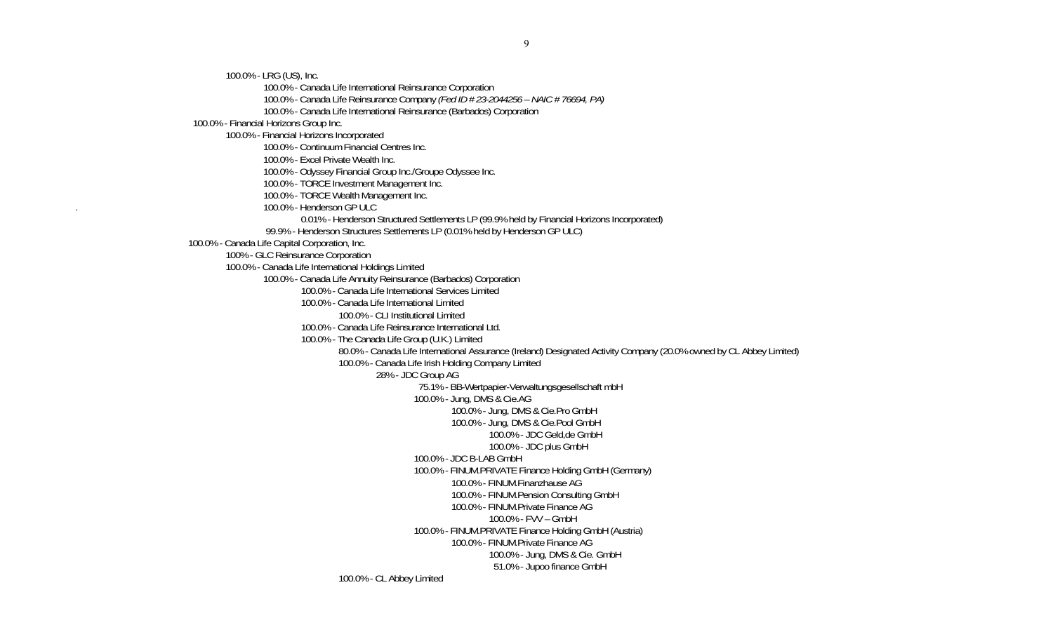- 100.0% - LRG (US), Inc.
  - 100.0% - Canada Life International Reinsurance Corporation
  - 100.0% - Canada Life Reinsurance Company *(Fed ID # 23-2044256 – NAIC # 76694, PA)*
  - 100.0% - Canada Life International Reinsurance (Barbados) Corporation
- 100.0% - Financial Horizons Group Inc.
  - 100.0% - Financial Horizons Incorporated
    - 100.0% - Continuum Financial Centres Inc.
    - 100.0% - Excel Private Wealth Inc.
    - 100.0% - Odyssey Financial Group Inc./Groupe Odyssee Inc.
    - 100.0% - TORCE Investment Management Inc.
    - 100.0% - TORCE Wealth Management Inc.
    - 100.0% - Henderson GP ULC
      - 0.01% - Henderson Structured Settlements LP (99.9% held by Financial Horizons Incorporated)
    - 99.9% - Henderson Structures Settlements LP (0.01% held by Henderson GP ULC)
- 100.0% - Canada Life Capital Corporation, Inc.
  - 100% - GLC Reinsurance Corporation
  - 100.0% - Canada Life International Holdings Limited
    - 100.0% - Canada Life Annuity Reinsurance (Barbados) Corporation
      - 100.0% - Canada Life International Services Limited
      - 100.0% - Canada Life International Limited
        - 100.0% - CLI Institutional Limited
      - 100.0% - Canada Life Reinsurance International Ltd.
      - 100.0% - The Canada Life Group (U.K.) Limited
        - 80.0% - Canada Life International Assurance (Ireland) Designated Activity Company (20.0% owned by CL Abbey Limited)
        - 100.0% - Canada Life Irish Holding Company Limited
          - 28% - JDC Group AG
            - 75.1% - BB-Wertpapier-Verwaltungsgesellschaft mbH
            - 100.0% - Jung, DMS & Cie.AG
              - 100.0% - Jung, DMS & Cie.Pro GmbH
              - 100.0% - Jung, DMS & Cie.Pool GmbH
                - 100.0% - JDC Geld,de GmbH
                - 100.0% - JDC plus GmbH
            - 100.0% - JDC B-LAB GmbH
            - 100.0% - FINUM.PRIVATE Finance Holding GmbH (Germany)
              - 100.0% - FINUM.Finanzhause AG
              - 100.0% - FINUM.Pension Consulting GmbH
              - 100.0% - FINUM.Private Finance AG
                - 100.0% - FVV – GmbH
            - 100.0% - FINUM.PRIVATE Finance Holding GmbH (Austria)
              - 100.0% - FINUM.Private Finance AG
                - 100.0% - Jung, DMS & Cie. GmbH
                - 51.0% - Jupoo finance GmbH
        - 100.0% - CL Abbey Limited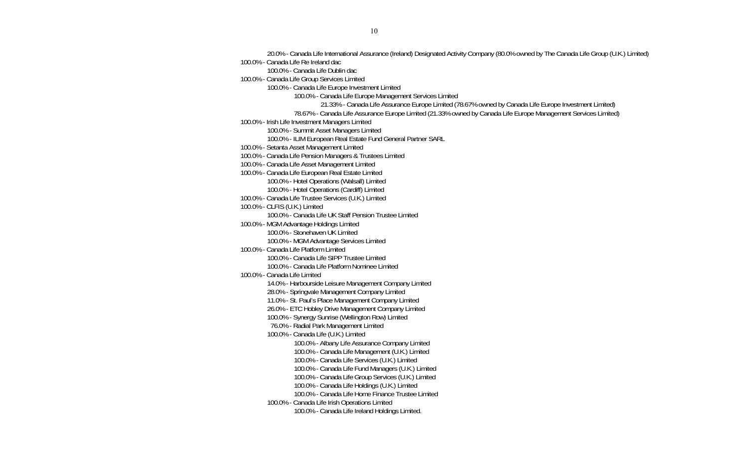- 20.0% - Canada Life International Assurance (Ireland) Designated Activity Company (80.0% owned by The Canada Life Group (U.K.) Limited)

100.0% - Canada Life Re Ireland dac

- 100.0% - Canada Life Dublin dac

100.0% - Canada Life Group Services Limited

- 100.0% - Canada Life Europe Investment Limited
  - 100.0% - Canada Life Europe Management Services Limited
    - 21.33% - Canada Life Assurance Europe Limited (78.67% owned by Canada Life Europe Investment Limited)
  - 78.67% - Canada Life Assurance Europe Limited (21.33% owned by Canada Life Europe Management Services Limited)

100.0% - Irish Life Investment Managers Limited

- 100.0% - Summit Asset Managers Limited
- 100.0% - ILIM European Real Estate Fund General Partner SARL

100.0% - Setanta Asset Management Limited

100.0% - Canada Life Pension Managers & Trustees Limited

100.0% - Canada Life Asset Management Limited

100.0% - Canada Life European Real Estate Limited

- 100.0% - Hotel Operations (Walsall) Limited
- 100.0% - Hotel Operations (Cardiff) Limited

100.0% - Canada Life Trustee Services (U.K.) Limited

100.0% - CLFIS (U.K.) Limited

- 100.0% - Canada Life UK Staff Pension Trustee Limited

100.0% - MGM Advantage Holdings Limited

- 100.0% - Stonehaven UK Limited
- 100.0% - MGM Advantage Services Limited

100.0% - Canada Life Platform Limited

- 100.0% - Canada Life SIPP Trustee Limited
- 100.0% - Canada Life Platform Nominee Limited

100.0% - Canada Life Limited

- 14.0% - Harbourside Leisure Management Company Limited
- 28.0% - Springvale Management Company Limited
- 11.0% - St. Paul's Place Management Company Limited
- 26.0% - ETC Hobley Drive Management Company Limited
- 100.0% - Synergy Sunrise (Wellington Row) Limited
- 76.0% - Radial Park Management Limited
- 100.0% - Canada Life (U.K.) Limited
  - 100.0% - Albany Life Assurance Company Limited
  - 100.0% - Canada Life Management (U.K.) Limited
  - 100.0% - Canada Life Services (U.K.) Limited
  - 100.0% - Canada Life Fund Managers (U.K.) Limited
  - 100.0% - Canada Life Group Services (U.K.) Limited
  - 100.0% - Canada Life Holdings (U.K.) Limited
  - 100.0% - Canada Life Home Finance Trustee Limited
- 100.0% - Canada Life Irish Operations Limited
  - 100.0% - Canada Life Ireland Holdings Limited.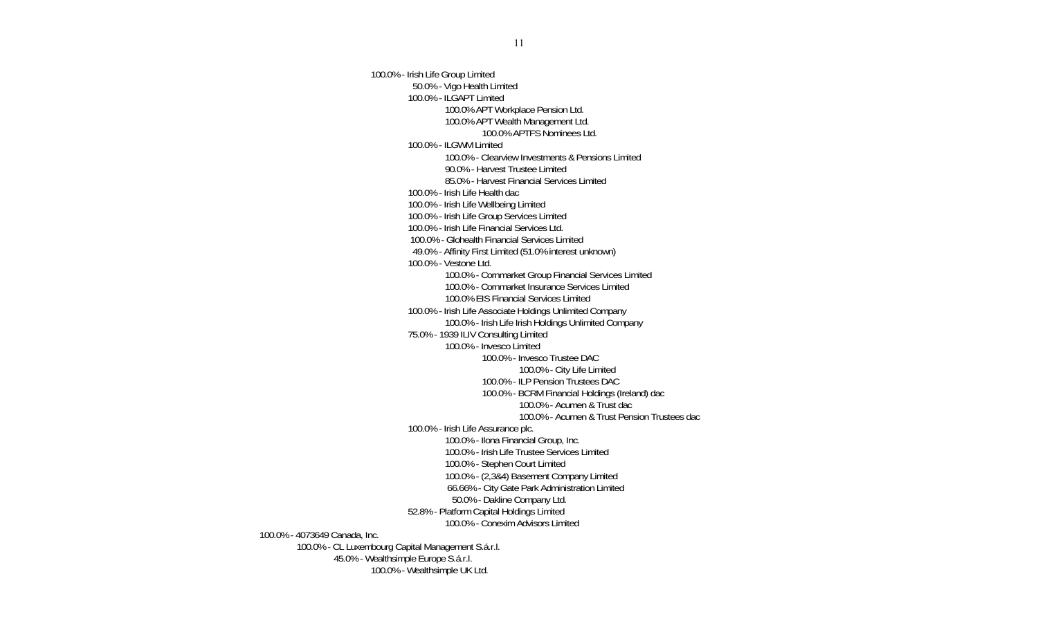- 100.0% - Irish Life Group Limited
  - 50.0% - Vigo Health Limited
  - 100.0% - ILGAPT Limited
    - 100.0% APT Workplace Pension Ltd.
    - 100.0% APT Wealth Management Ltd.
      - 100.0% APTFS Nominees Ltd.
  - 100.0% - ILGWM Limited
    - 100.0% - Clearview Investments & Pensions Limited
    - 90.0% - Harvest Trustee Limited
    - 85.0% - Harvest Financial Services Limited
  - 100.0% - Irish Life Health dac
  - 100.0% - Irish Life Wellbeing Limited
  - 100.0% - Irish Life Group Services Limited
  - 100.0% - Irish Life Financial Services Ltd.
  - 100.0% - Glohealth Financial Services Limited
  - 49.0% - Affinity First Limited (51.0% interest unknown)
  - 100.0% - Vestone Ltd.
    - 100.0% - Cornmarket Group Financial Services Limited
    - 100.0% - Cornmarket Insurance Services Limited
    - 100.0% EIS Financial Services Limited
  - 100.0% - Irish Life Associate Holdings Unlimited Company
    - 100.0% - Irish Life Irish Holdings Unlimited Company
  - 75.0% - 1939 ILIV Consulting Limited
    - 100.0% - Invesco Limited
      - 100.0% - Invesco Trustee DAC
        - 100.0% - City Life Limited
      - 100.0% - ILP Pension Trustees DAC
      - 100.0% - BCRM Financial Holdings (Ireland) dac
        - 100.0% - Acumen & Trust dac
        - 100.0% - Acumen & Trust Pension Trustees dac
  - 100.0% - Irish Life Assurance plc.
    - 100.0% - Ilona Financial Group, Inc.
    - 100.0% - Irish Life Trustee Services Limited
    - 100.0% - Stephen Court Limited
    - 100.0% - (2,3&4) Basement Company Limited
    - 66.66% - City Gate Park Administration Limited
    - 50.0% - Dakline Company Ltd.
  - 52.8% - Platform Capital Holdings Limited
    - 100.0% - Conexim Advisors Limited
- 100.0% - 4073649 Canada, Inc.
  - 100.0% - CL Luxembourg Capital Management S.á.r.l.
    - 45.0% - Wealthsimple Europe S.á.r.l.
      - 100.0% - Wealthsimple UK Ltd.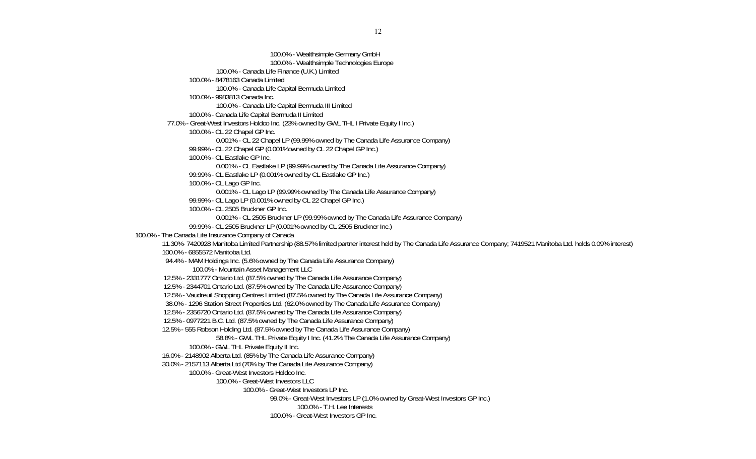- 100.0% - Wealthsimple Germany GmbH
- 100.0% - Wealthsimple Technologies Europe
- 100.0% - Canada Life Finance (U.K.) Limited
- 100.0% - 8478163 Canada Limited
  - 100.0% - Canada Life Capital Bermuda Limited
- 100.0% - 9983813 Canada Inc.
  - 100.0% - Canada Life Capital Bermuda III Limited
- 100.0% - Canada Life Capital Bermuda II Limited
- 77.0% - Great-West Investors Holdco Inc. (23% owned by GWL THL I Private Equity I Inc.)
  - 100.0% - CL 22 Chapel GP Inc.
    - 0.001% - CL 22 Chapel LP (99.99% owned by The Canada Life Assurance Company)
  - 99.99% - CL 22 Chapel GP (0.001%owned by CL 22 Chapel GP Inc.)
  - 100.0% - CL Eastlake GP Inc.
    - 0.001% - CL Eastlake LP (99.99% owned by The Canada Life Assurance Company)
  - 99.99% - CL Eastlake LP (0.001% owned by CL Eastlake GP Inc.)
  - 100.0% - CL Lago GP Inc.
    - 0.001% - CL Lago LP (99.99% owned by The Canada Life Assurance Company)
  - 99.99% - CL Lago LP (0.001% owned by CL 22 Chapel GP Inc.)
  - 100.0% - CL 2505 Bruckner GP Inc.
    - 0.001% - CL 2505 Bruckner LP (99.99% owned by The Canada Life Assurance Company)
  - 99.99% - CL 2505 Bruckner LP (0.001% owned by CL 2505 Bruckner Inc.)
- 100.0% - The Canada Life Insurance Company of Canada
  - 11.30%- 7420928 Manitoba Limited Partnership (88.57% limited partner interest held by The Canada Life Assurance Company; 7419521 Manitoba Ltd. holds 0.09% interest)
  - 100.0% - 6855572 Manitoba Ltd.
  - 94.4% - MAM Holdings Inc. (5.6% owned by The Canada Life Assurance Company)
    - 100.0% - Mountain Asset Management LLC
  - 12.5% - 2331777 Ontario Ltd. (87.5% owned by The Canada Life Assurance Company)
  - 12.5% - 2344701 Ontario Ltd. (87.5% owned by The Canada Life Assurance Company)
  - 12.5% - Vaudreuil Shopping Centres Limited (87.5% owned by The Canada Life Assurance Company)
  - 38.0% - 1296 Station Street Properties Ltd. (62.0% owned by The Canada Life Assurance Company)
  - 12.5% - 2356720 Ontario Ltd. (87.5% owned by The Canada Life Assurance Company)
  - 12.5% - 0977221 B.C. Ltd. (87.5% owned by The Canada Life Assurance Company)
  - 12.5% - 555 Robson Holding Ltd. (87.5% owned by The Canada Life Assurance Company)
      - 58.8% - GWL THL Private Equity I Inc. (41.2% The Canada Life Assurance Company)
    - 100.0% - GWL THL Private Equity II Inc.
  - 16.0% - 2148902 Alberta Ltd. (85% by The Canada Life Assurance Company)
  - 30.0% - 2157113 Alberta Ltd (70% by The Canada Life Assurance Company)
    - 100.0% - Great-West Investors Holdco Inc.
      - 100.0% - Great-West Investors LLC
        - 100.0% - Great-West Investors LP Inc.
          - 99.0% - Great-West Investors LP (1.0% owned by Great-West Investors GP Inc.)
            - 100.0% - T.H. Lee Interests
          - 100.0% - Great-West Investors GP Inc.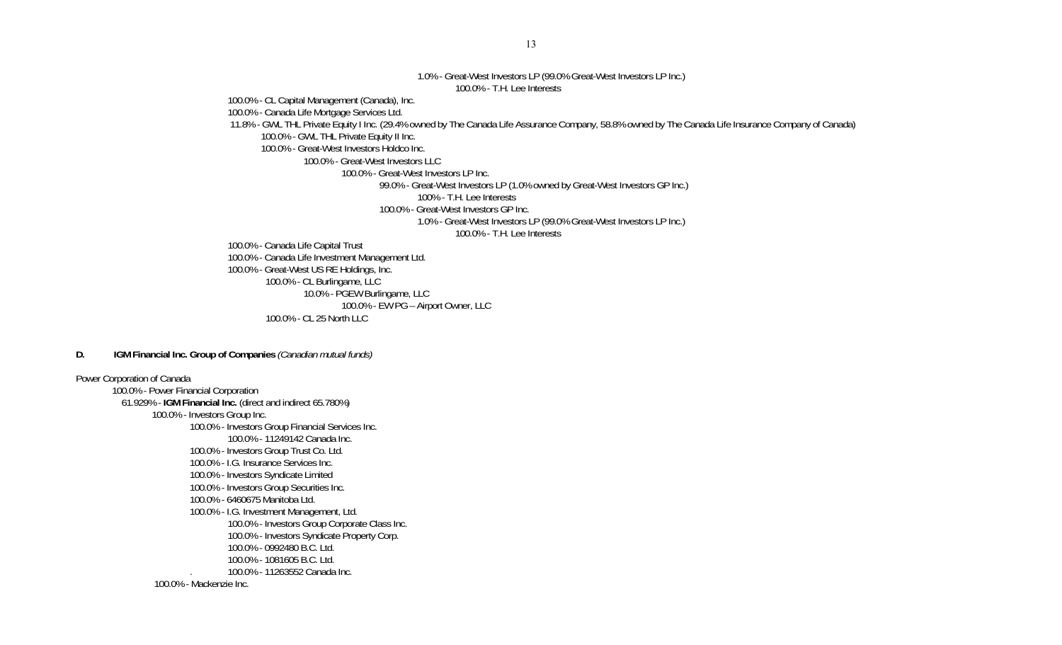1.0% - Great-West Investors LP (99.0% Great-West Investors LP Inc.)
 100.0% - T.H. Lee Interests
100.0% - CL Capital Management (Canada), Inc.
100.0% - Canada Life Mortgage Services Ltd.
11.8% - GWL THL Private Equity I Inc. (29.4% owned by The Canada Life Assurance Company, 58.8% owned by The Canada Life Insurance Company of Canada)
 100.0% - GWL THL Private Equity II Inc.
 100.0% - Great-West Investors Holdco Inc.
 100.0% - Great-West Investors LLC
 100.0% - Great-West Investors LP Inc.
 99.0% - Great-West Investors LP (1.0% owned by Great-West Investors GP Inc.)
 100% - T.H. Lee Interests
 100.0% - Great-West Investors GP Inc.
 1.0% - Great-West Investors LP (99.0% Great-West Investors LP Inc.)
 100.0% - T.H. Lee Interests
100.0% - Canada Life Capital Trust
100.0% - Canada Life Investment Management Ltd.
100.0% - Great-West US RE Holdings, Inc.
 100.0% - CL Burlingame, LLC
 10.0% - PGEW Burlingame, LLC
 100.0% - EW PG – Airport Owner, LLC
 100.0% - CL 25 North LLC

**D. IGM Financial Inc. Group of Companies** *(Canadian mutual funds)*

Power Corporation of Canada
 100.0% - Power Financial Corporation
 61.929% - **IGM Financial Inc.** (direct and indirect 65.780%)
 100.0% - Investors Group Inc.
 100.0% - Investors Group Financial Services Inc.
 100.0% - 11249142 Canada Inc.
 100.0% - Investors Group Trust Co. Ltd.
 100.0% - I.G. Insurance Services Inc.
 100.0% - Investors Syndicate Limited
 100.0% - Investors Group Securities Inc.
 100.0% - 6460675 Manitoba Ltd.
 100.0% - I.G. Investment Management, Ltd.
 100.0% - Investors Group Corporate Class Inc.
 100.0% - Investors Syndicate Property Corp.
 100.0% - 0992480 B.C. Ltd.
 100.0% - 1081605 B.C. Ltd.
 . 100.0% - 11263552 Canada Inc.
 100.0% - Mackenzie Inc.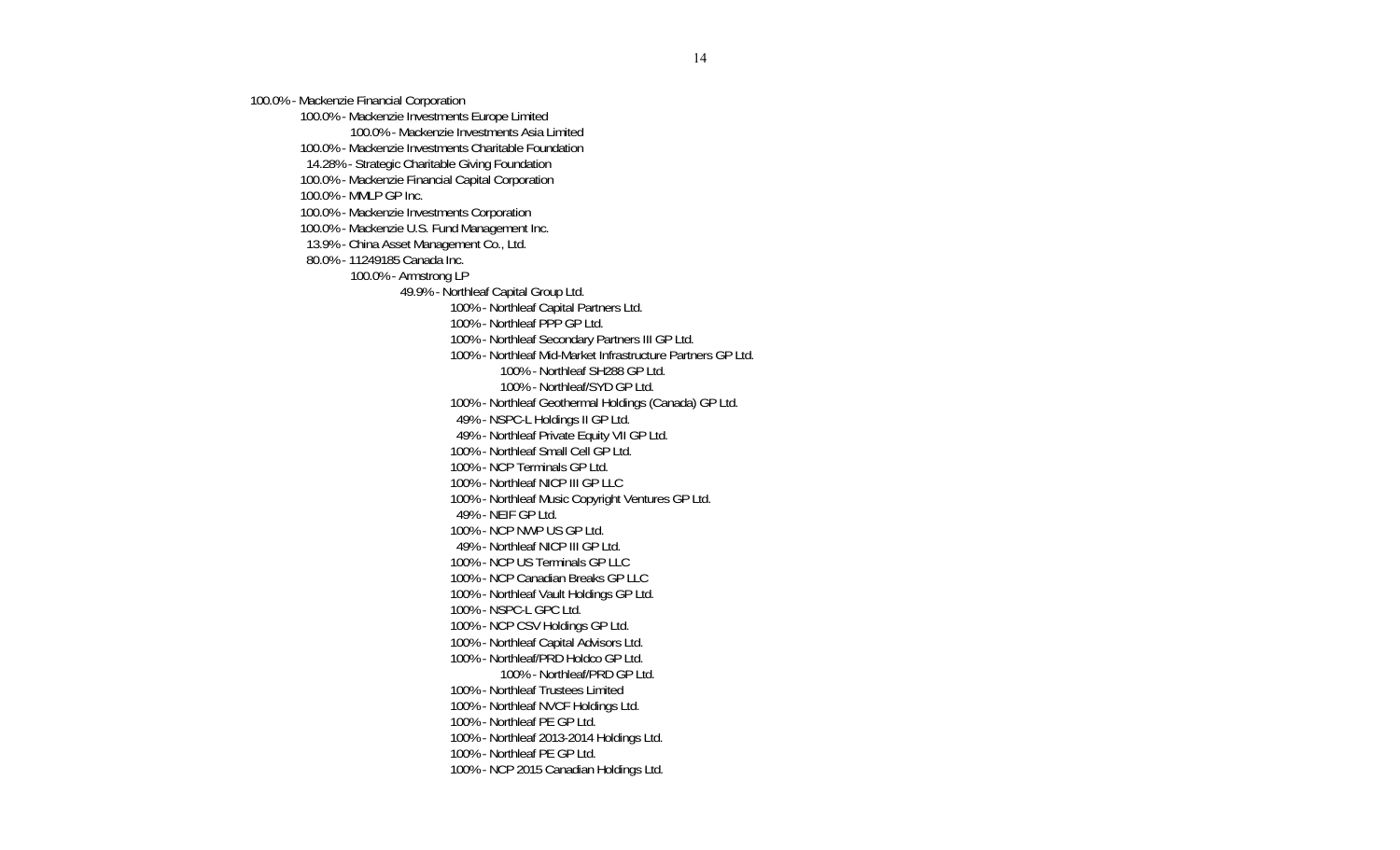- 100.0% - Mackenzie Financial Corporation
  - 100.0% - Mackenzie Investments Europe Limited
    - 100.0% - Mackenzie Investments Asia Limited
  - 100.0% - Mackenzie Investments Charitable Foundation
  - 14.28% - Strategic Charitable Giving Foundation
  - 100.0% - Mackenzie Financial Capital Corporation
  - 100.0% - MMLP GP Inc.
  - 100.0% - Mackenzie Investments Corporation
  - 100.0% - Mackenzie U.S. Fund Management Inc.
  - 13.9% - China Asset Management Co., Ltd.
  - 80.0% - 11249185 Canada Inc.
    - 100.0% - Armstrong LP
      - 49.9% - Northleaf Capital Group Ltd.
        - 100% - Northleaf Capital Partners Ltd.
        - 100% - Northleaf PPP GP Ltd.
        - 100% - Northleaf Secondary Partners III GP Ltd.
        - 100% - Northleaf Mid-Market Infrastructure Partners GP Ltd.
          - 100% - Northleaf SH288 GP Ltd.
          - 100% - Northleaf/SYD GP Ltd.
        - 100% - Northleaf Geothermal Holdings (Canada) GP Ltd.
        - 49% - NSPC-L Holdings II GP Ltd.
        - 49% - Northleaf Private Equity VII GP Ltd.
        - 100% - Northleaf Small Cell GP Ltd.
        - 100% - NCP Terminals GP Ltd.
        - 100% - Northleaf NICP III GP LLC
        - 100% - Northleaf Music Copyright Ventures GP Ltd.
        - 49% - NEIF GP Ltd.
        - 100% - NCP NWP US GP Ltd.
        - 49% - Northleaf NICP III GP Ltd.
        - 100% - NCP US Terminals GP LLC
        - 100% - NCP Canadian Breaks GP LLC
        - 100% - Northleaf Vault Holdings GP Ltd.
        - 100% - NSPC-L GPC Ltd.
        - 100% - NCP CSV Holdings GP Ltd.
        - 100% - Northleaf Capital Advisors Ltd.
        - 100% - Northleaf/PRD Holdco GP Ltd.
          - 100% - Northleaf/PRD GP Ltd.
        - 100% - Northleaf Trustees Limited
        - 100% - Northleaf NVCF Holdings Ltd.
        - 100% - Northleaf PE GP Ltd.
        - 100% - Northleaf 2013-2014 Holdings Ltd.
        - 100% - Northleaf PE GP Ltd.
        - 100% - NCP 2015 Canadian Holdings Ltd.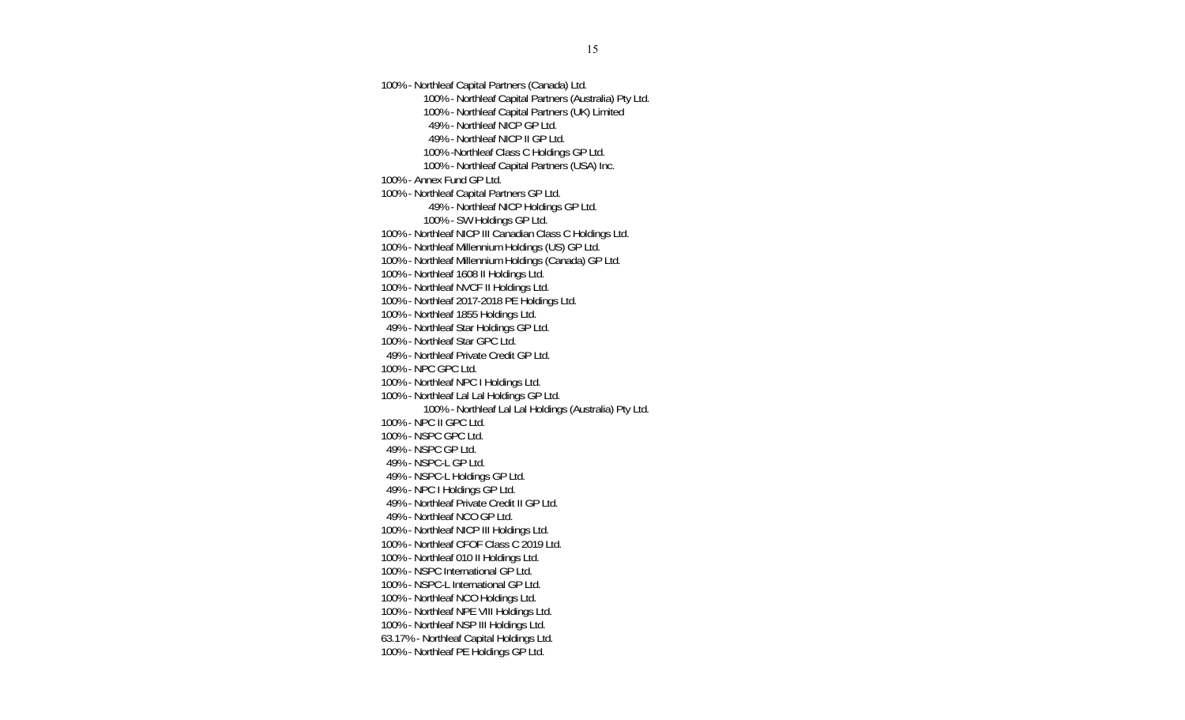100% - Northleaf Capital Partners (Canada) Ltd.

- 100% - Northleaf Capital Partners (Australia) Pty Ltd.
- 100% - Northleaf Capital Partners (UK) Limited
- 49% - Northleaf NICP GP Ltd.
- 49% - Northleaf NICP II GP Ltd.
- 100% -Northleaf Class C Holdings GP Ltd.
- 100% - Northleaf Capital Partners (USA) Inc.

100% - Annex Fund GP Ltd.

100% - Northleaf Capital Partners GP Ltd.

- 49% - Northleaf NICP Holdings GP Ltd.
- 100% - SW Holdings GP Ltd.

100% - Northleaf NICP III Canadian Class C Holdings Ltd.

100% - Northleaf Millennium Holdings (US) GP Ltd.

100% - Northleaf Millennium Holdings (Canada) GP Ltd.

100% - Northleaf 1608 II Holdings Ltd.

100% - Northleaf NVCF II Holdings Ltd.

100% - Northleaf 2017-2018 PE Holdings Ltd.

100% - Northleaf 1855 Holdings Ltd.

49% - Northleaf Star Holdings GP Ltd.

100% - Northleaf Star GPC Ltd.

49% - Northleaf Private Credit GP Ltd.

100% - NPC GPC Ltd.

100% - Northleaf NPC I Holdings Ltd.

100% - Northleaf Lal Lal Holdings GP Ltd.

- 100% - Northleaf Lal Lal Holdings (Australia) Pty Ltd.

100% - NPC II GPC Ltd.

100% - NSPC GPC Ltd.

49% - NSPC GP Ltd.

49% - NSPC-L GP Ltd.

49% - NSPC-L Holdings GP Ltd.

49% - NPC I Holdings GP Ltd.

49% - Northleaf Private Credit II GP Ltd.

49% - Northleaf NCO GP Ltd.

100% - Northleaf NICP III Holdings Ltd.

100% - Northleaf CFOF Class C 2019 Ltd.

100% - Northleaf 010 II Holdings Ltd.

100% - NSPC International GP Ltd.

100% - NSPC-L International GP Ltd.

100% - Northleaf NCO Holdings Ltd.

100% - Northleaf NPE VIII Holdings Ltd.

100% - Northleaf NSP III Holdings Ltd.

63.17% - Northleaf Capital Holdings Ltd.

100% - Northleaf PE Holdings GP Ltd.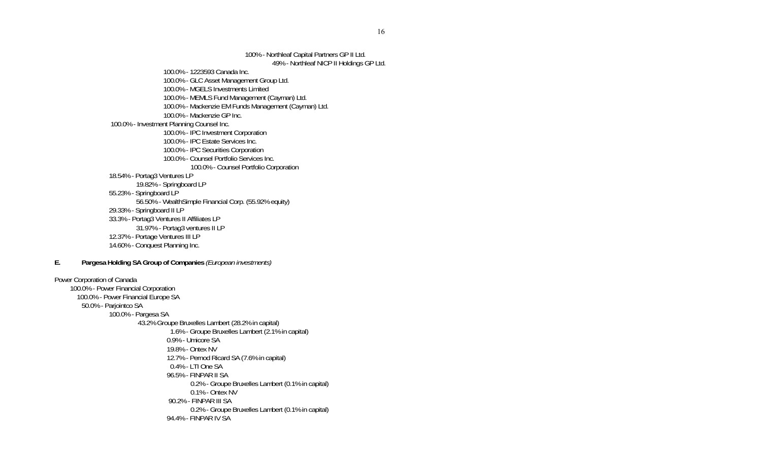100% - Northleaf Capital Partners GP II Ltd.
49% - Northleaf NICP II Holdings GP Ltd.
100.0% - 1223593 Canada Inc.
100.0% - GLC Asset Management Group Ltd.
100.0% - MGELS Investments Limited
100.0% - MEMLS Fund Management (Cayman) Ltd.
100.0% - Mackenzie EM Funds Management (Cayman) Ltd.
100.0% - Mackenzie GP Inc.
100.0% - Investment Planning Counsel Inc.
100.0% - IPC Investment Corporation
100.0% - IPC Estate Services Inc.
100.0% - IPC Securities Corporation
100.0% - Counsel Portfolio Services Inc.
100.0% - Counsel Portfolio Corporation
18.54% - Portag3 Ventures LP
19.82% - Springboard LP
55.23% - Springboard LP
56.50% - WealthSimple Financial Corp. (55.92% equity)
29.33% - Springboard II LP
33.3% - Portag3 Ventures II Affiliates LP
31.97% - Portag3 ventures II LP
12.37% - Portage Ventures III LP
14.60% - Conquest Planning Inc.

**E. Pargesa Holding SA Group of Companies** *(European investments)*

Power Corporation of Canada
100.0% - Power Financial Corporation
100.0% - Power Financial Europe SA
50.0% - Parjointco SA
100.0% - Pargesa SA
43.2% Groupe Bruxelles Lambert (28.2% in capital)
1.6% - Groupe Bruxelles Lambert (2.1% in capital)
0.9% - Umicore SA
19.8% - Ontex NV
12.7% - Pernod Ricard SA (7.6% in capital)
0.4% - LTI One SA
96.5% - FINPAR II SA
0.2% - Groupe Bruxelles Lambert (0.1% in capital)
0.1% - Ontex NV
90.2% - FINPAR III SA
0.2% - Groupe Bruxelles Lambert (0.1% in capital)
94.4% - FINPAR IV SA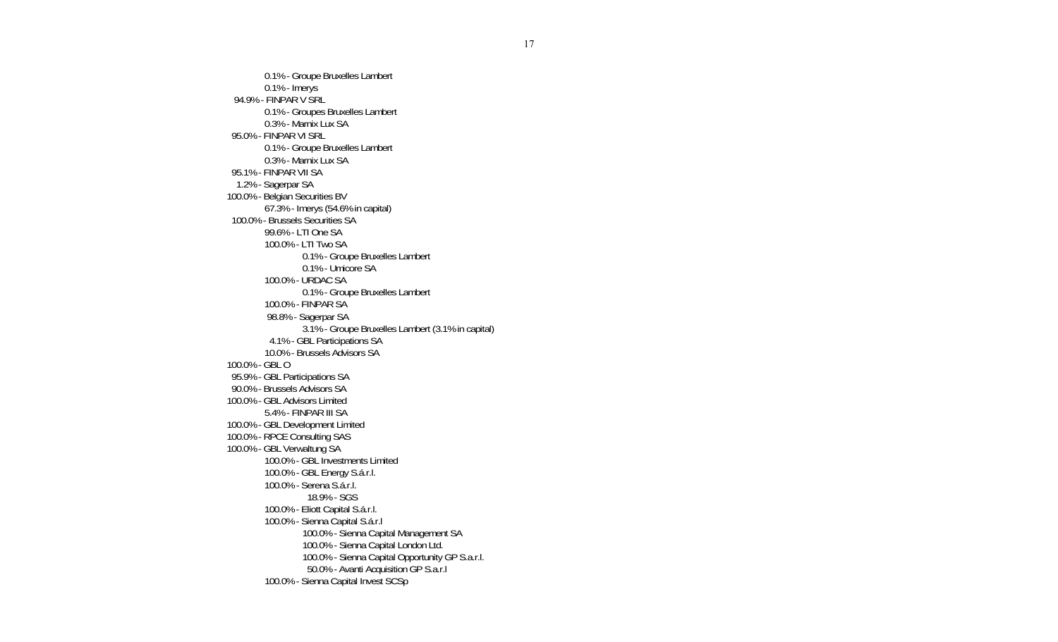- 0.1% - Groupe Bruxelles Lambert
- 0.1% - Imerys
- 94.9% - FINPAR V SRL
  - 0.1% - Groupes Bruxelles Lambert
  - 0.3% - Marnix Lux SA
- 95.0% - FINPAR VI SRL
  - 0.1% - Groupe Bruxelles Lambert
  - 0.3% - Marnix Lux SA
- 95.1% - FINPAR VII SA
- 1.2% - Sagerpar SA
- 100.0% - Belgian Securities BV
  - 67.3% - Imerys (54.6% in capital)
- 100.0% - Brussels Securities SA
  - 99.6% - LTI One SA
  - 100.0% - LTI Two SA
    - 0.1% - Groupe Bruxelles Lambert
    - 0.1% - Umicore SA
  - 100.0% - URDAC SA
    - 0.1% - Groupe Bruxelles Lambert
  - 100.0% - FINPAR SA
  - 98.8% - Sagerpar SA
    - 3.1% - Groupe Bruxelles Lambert (3.1% in capital)
  - 4.1% - GBL Participations SA
  - 10.0% - Brussels Advisors SA
- 100.0% - GBL O
- 95.9% - GBL Participations SA
- 90.0% - Brussels Advisors SA
- 100.0% - GBL Advisors Limited
  - 5.4% - FINPAR III SA
- 100.0% - GBL Development Limited
- 100.0% - RPCE Consulting SAS
- 100.0% - GBL Verwaltung SA
  - 100.0% - GBL Investments Limited
  - 100.0% - GBL Energy S.á.r.l.
  - 100.0% - Serena S.á.r.l.
    - 18.9% - SGS
  - 100.0% - Eliott Capital S.á.r.l.
  - 100.0% - Sienna Capital S.á.r.l
    - 100.0% - Sienna Capital Management SA
    - 100.0% - Sienna Capital London Ltd.
    - 100.0% - Sienna Capital Opportunity GP S.a.r.l.
    - 50.0% - Avanti Acquisition GP S.a.r.l
  - 100.0% - Sienna Capital Invest SCSp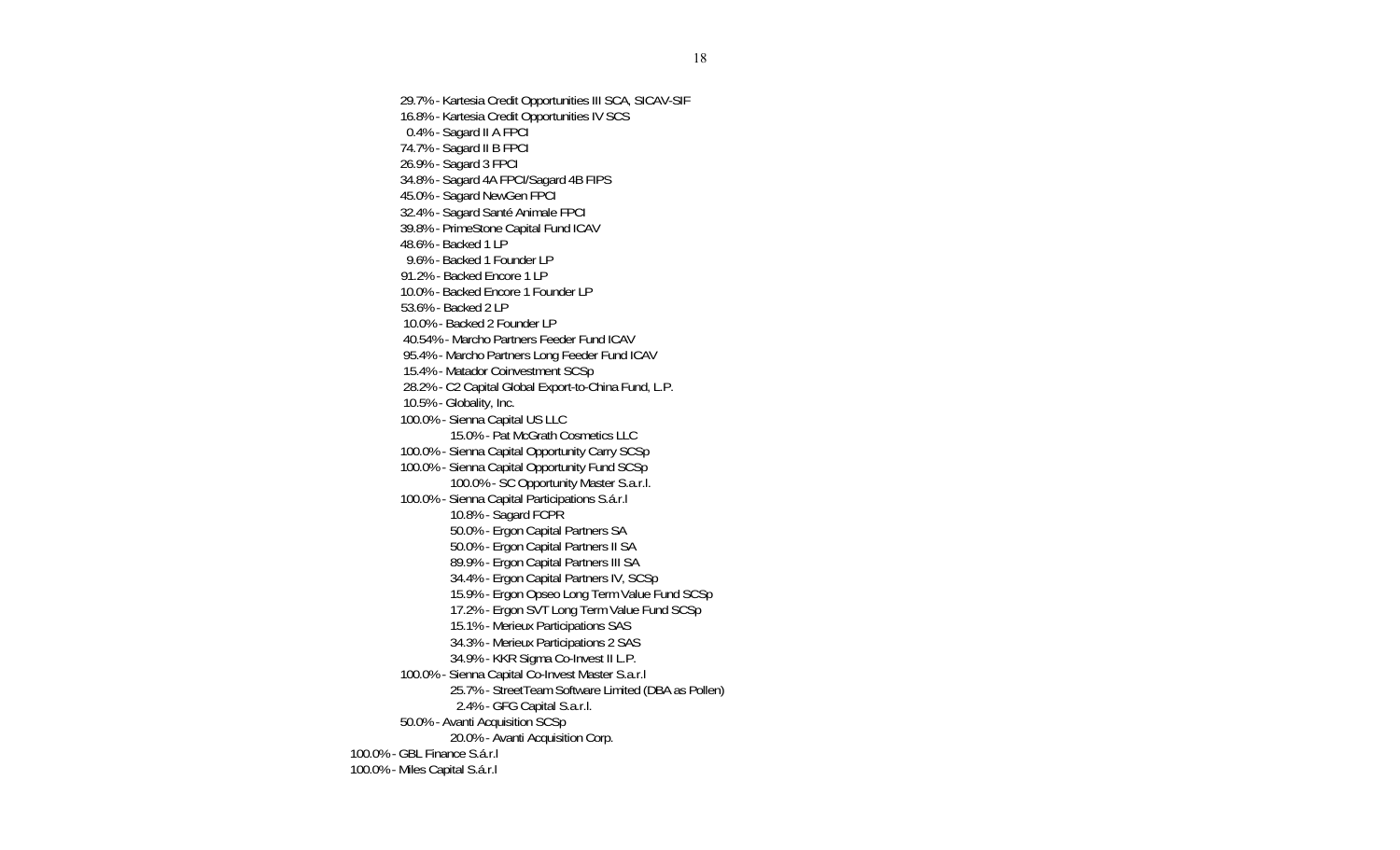- 29.7% - Kartesia Credit Opportunities III SCA, SICAV-SIF
- 16.8% - Kartesia Credit Opportunities IV SCS
- 0.4% - Sagard II A FPCI
- 74.7% - Sagard II B FPCI
- 26.9% - Sagard 3 FPCI
- 34.8% - Sagard 4A FPCI/Sagard 4B FIPS
- 45.0% - Sagard NewGen FPCI
- 32.4% - Sagard Santé Animale FPCI
- 39.8% - PrimeStone Capital Fund ICAV
- 48.6% - Backed 1 LP
- 9.6% - Backed 1 Founder LP
- 91.2% - Backed Encore 1 LP
- 10.0% - Backed Encore 1 Founder LP
- 53.6% - Backed 2 LP
- 10.0% - Backed 2 Founder LP
- 40.54% - Marcho Partners Feeder Fund ICAV
- 95.4% - Marcho Partners Long Feeder Fund ICAV
- 15.4% - Matador Coinvestment SCSp
- 28.2% - C2 Capital Global Export-to-China Fund, L.P.
- 10.5% - Globality, Inc.
- 100.0% - Sienna Capital US LLC
  - 15.0% - Pat McGrath Cosmetics LLC
- 100.0% - Sienna Capital Opportunity Carry SCSp
- 100.0% - Sienna Capital Opportunity Fund SCSp
  - 100.0% - SC Opportunity Master S.a.r.l.
- 100.0% - Sienna Capital Participations S.á.r.l
  - 10.8% - Sagard FCPR
  - 50.0% - Ergon Capital Partners SA
  - 50.0% - Ergon Capital Partners II SA
  - 89.9% - Ergon Capital Partners III SA
  - 34.4% - Ergon Capital Partners IV, SCSp
  - 15.9% - Ergon Opseo Long Term Value Fund SCSp
  - 17.2% - Ergon SVT Long Term Value Fund SCSp
  - 15.1% - Merieux Participations SAS
  - 34.3% - Merieux Participations 2 SAS
  - 34.9% - KKR Sigma Co-Invest II L.P.
- 100.0% - Sienna Capital Co-Invest Master S.a.r.l
  - 25.7% - StreetTeam Software Limited (DBA as Pollen)
  - 2.4% - GFG Capital S.a.r.l.
- 50.0% - Avanti Acquisition SCSp
  - 20.0% - Avanti Acquisition Corp.

100.0% - GBL Finance S.á.r.l

100.0% - Miles Capital S.á.r.l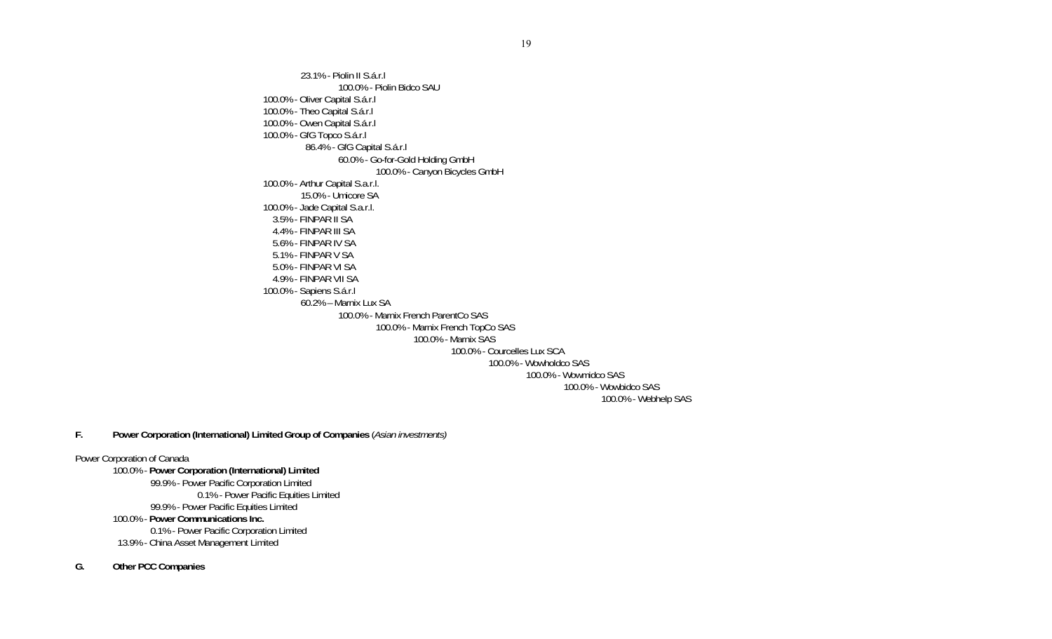23.1% - Piolin II S.á.r.l
  - 100.0% - Piolin Bidco SAU

100.0% - Oliver Capital S.á.r.l
100.0% - Theo Capital S.á.r.l
100.0% - Owen Capital S.á.r.l
100.0% - GfG Topco S.á.r.l
  - 86.4% - GfG Capital S.á.r.l
    - 60.0% - Go-for-Gold Holding GmbH
      - 100.0% - Canyon Bicycles GmbH

100.0% - Arthur Capital S.a.r.l.
  - 15.0% - Umicore SA

100.0% - Jade Capital S.a.r.l.
  - 3.5% - FINPAR II SA
  - 4.4% - FINPAR III SA
  - 5.6% - FINPAR IV SA
  - 5.1% - FINPAR V SA
  - 5.0% - FINPAR VI SA
  - 4.9% - FINPAR VII SA

100.0% - Sapiens S.á.r.l
  - 60.2% – Marnix Lux SA
    - 100.0% - Marnix French ParentCo SAS
      - 100.0% - Marnix French TopCo SAS
        - 100.0% - Marnix SAS
          - 100.0% - Courcelles Lux SCA
            - 100.0% - Wowholdco SAS
              - 100.0% - Wowmidco SAS
                - 100.0% - Wowbidco SAS
                  - 100.0% - Webhelp SAS

**F. Power Corporation (International) Limited Group of Companies** (*Asian investments*)

Power Corporation of Canada
  - 100.0% - **Power Corporation (International) Limited**
    - 99.9% - Power Pacific Corporation Limited
      - 0.1% - Power Pacific Equities Limited
    - 99.9% - Power Pacific Equities Limited
  - 100.0% - **Power Communications Inc.**
    - 0.1% - Power Pacific Corporation Limited
  - 13.9% - China Asset Management Limited

**G. Other PCC Companies**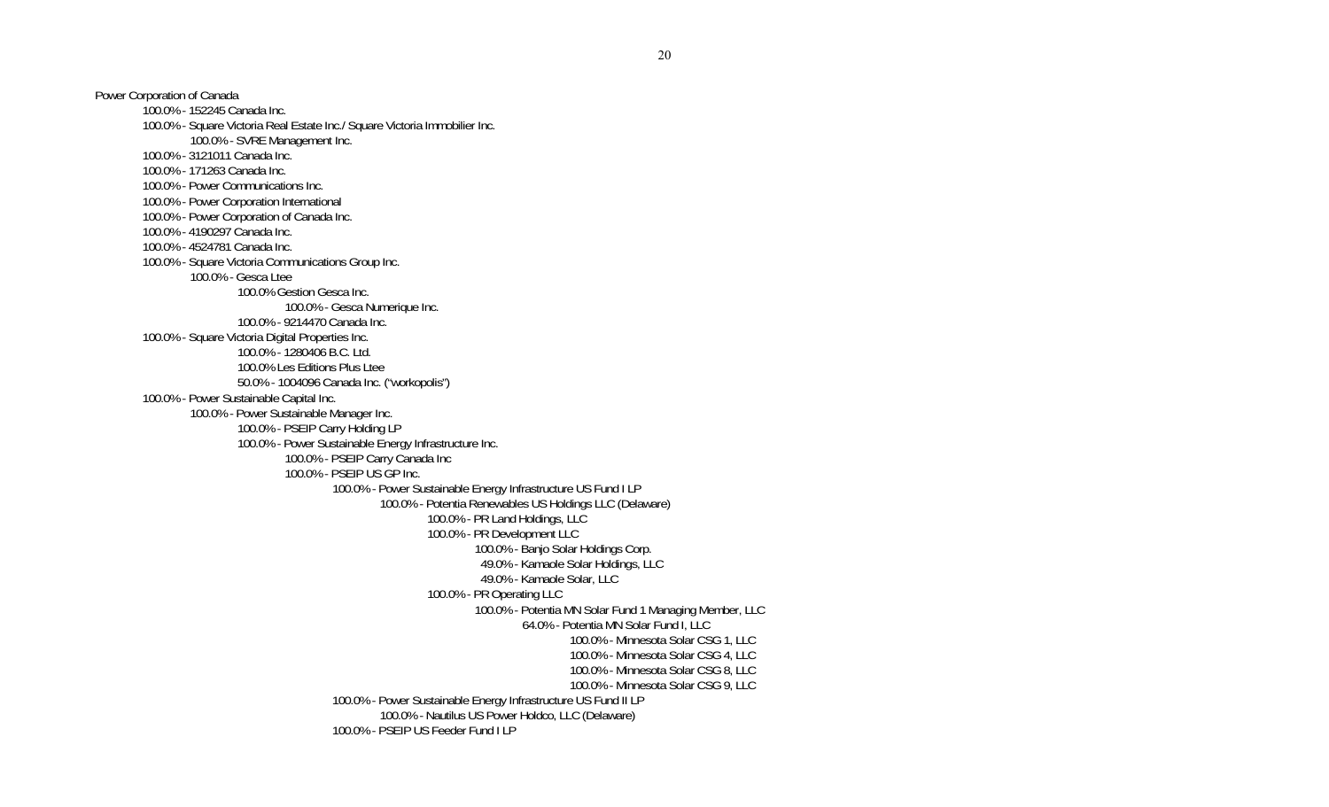Power Corporation of Canada

- 100.0% - 152245 Canada Inc.
- 100.0% - Square Victoria Real Estate Inc./ Square Victoria Immobilier Inc.
  - 100.0% - SVRE Management Inc.
- 100.0% - 3121011 Canada Inc.
- 100.0% - 171263 Canada Inc.
- 100.0% - Power Communications Inc.
- 100.0% - Power Corporation International
- 100.0% - Power Corporation of Canada Inc.
- 100.0% - 4190297 Canada Inc.
- 100.0% - 4524781 Canada Inc.
- 100.0% - Square Victoria Communications Group Inc.
  - 100.0% - Gesca Ltee
    - 100.0% Gestion Gesca Inc.
      - 100.0% - Gesca Numerique Inc.
    - 100.0% - 9214470 Canada Inc.
- 100.0% - Square Victoria Digital Properties Inc.
    - 100.0% - 1280406 B.C. Ltd.
    - 100.0% Les Editions Plus Ltee
    - 50.0% - 1004096 Canada Inc. ("workopolis")
- 100.0% - Power Sustainable Capital Inc.
  - 100.0% - Power Sustainable Manager Inc.
    - 100.0% - PSEIP Carry Holding LP
    - 100.0% - Power Sustainable Energy Infrastructure Inc.
      - 100.0% - PSEIP Carry Canada Inc
      - 100.0% - PSEIP US GP Inc.
        - 100.0% - Power Sustainable Energy Infrastructure US Fund I LP
          - 100.0% - Potentia Renewables US Holdings LLC (Delaware)
            - 100.0% - PR Land Holdings, LLC
            - 100.0% - PR Development LLC
              - 100.0% - Banjo Solar Holdings Corp.
              - 49.0% - Kamaole Solar Holdings, LLC
              - 49.0% - Kamaole Solar, LLC
            - 100.0% - PR Operating LLC
              - 100.0% - Potentia MN Solar Fund 1 Managing Member, LLC
                - 64.0% - Potentia MN Solar Fund I, LLC
                  - 100.0% - Minnesota Solar CSG 1, LLC
                  - 100.0% - Minnesota Solar CSG 4, LLC
                  - 100.0% - Minnesota Solar CSG 8, LLC
                  - 100.0% - Minnesota Solar CSG 9, LLC
        - 100.0% - Power Sustainable Energy Infrastructure US Fund II LP
          - 100.0% - Nautilus US Power Holdco, LLC (Delaware)
        - 100.0% - PSEIP US Feeder Fund I LP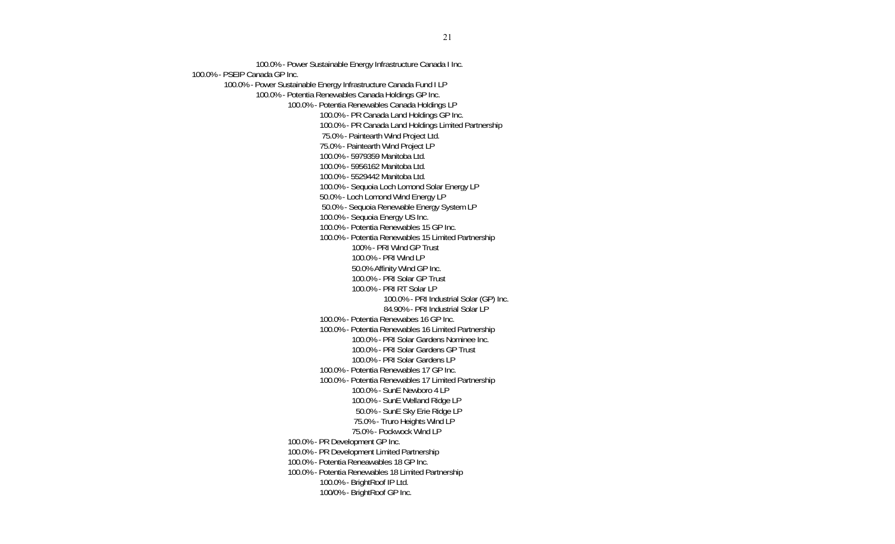- 100.0% - Power Sustainable Energy Infrastructure Canada I Inc.
- 100.0% - PSEIP Canada GP Inc.
  - 100.0% - Power Sustainable Energy Infrastructure Canada Fund I LP
    - 100.0% - Potentia Renewables Canada Holdings GP Inc.
      - 100.0% - Potentia Renewables Canada Holdings LP
        - 100.0% - PR Canada Land Holdings GP Inc.
        - 100.0% - PR Canada Land Holdings Limited Partnership
        - 75.0% - Paintearth Wind Project Ltd.
        - 75.0% - Paintearth Wind Project LP
        - 100.0% - 5979359 Manitoba Ltd.
        - 100.0% - 5956162 Manitoba Ltd.
        - 100.0% - 5529442 Manitoba Ltd.
        - 100.0% - Sequoia Loch Lomond Solar Energy LP
        - 50.0% - Loch Lomond Wind Energy LP
        - 50.0% - Sequoia Renewable Energy System LP
        - 100.0% - Sequoia Energy US Inc.
        - 100.0% - Potentia Renewables 15 GP Inc.
        - 100.0% - Potentia Renewables 15 Limited Partnership
          - 100% - PRI Wind GP Trust
          - 100.0% - PRI Wind LP
          - 50.0% Affinity Wind GP Inc.
          - 100.0% - PRI Solar GP Trust
          - 100.0% - PRI RT Solar LP
            - 100.0% - PRI Industrial Solar (GP) Inc.
            - 84.90% - PRI Industrial Solar LP
        - 100.0% - Potentia Renewabes 16 GP Inc.
        - 100.0% - Potentia Renewables 16 Limited Partnership
          - 100.0% - PRI Solar Gardens Nominee Inc.
          - 100.0% - PRI Solar Gardens GP Trust
          - 100.0% - PRI Solar Gardens LP
        - 100.0% - Potentia Renewables 17 GP Inc.
        - 100.0% - Potentia Renewables 17 Limited Partnership
          - 100.0% - SunE Newboro 4 LP
          - 100.0% - SunE Welland Ridge LP
          - 50.0% - SunE Sky Erie Ridge LP
          - 75.0% - Truro Heights Wind LP
          - 75.0% - Pockwock Wind LP
      - 100.0% - PR Development GP Inc.
      - 100.0% - PR Development Limited Partnership
      - 100.0% - Potentia Reneawables 18 GP Inc.
      - 100.0% - Potentia Renewables 18 Limited Partnership
        - 100.0% - BrightRoof IP Ltd.
        - 100/0% - BrightRoof GP Inc.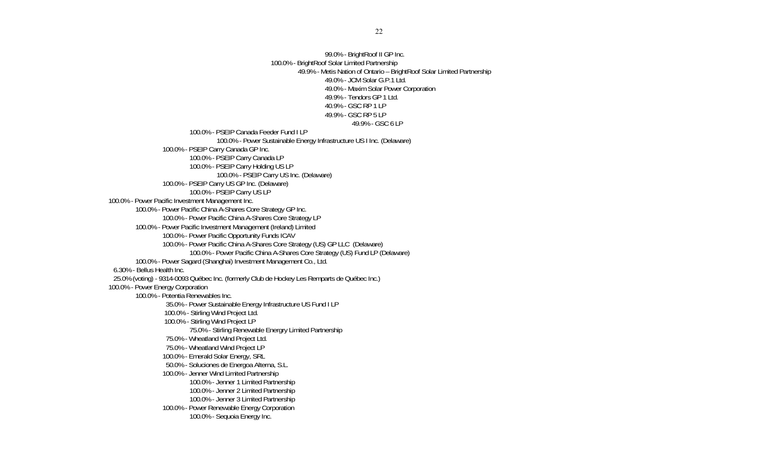- 99.0% - BrightRoof II GP Inc.
- 100.0% - BrightRoof Solar Limited Partnership
  - 49.9% - Metis Nation of Ontario – BrightRoof Solar Limited Partnership
    - 49.0% - JCM Solar G.P.1 Ltd.
    - 49.0% - Maxim Solar Power Corporation
    - 49.9% - Tendors GP 1 Ltd.
    - 40.9% - GSC RP 1 LP
    - 49.9% - GSC RP 5 LP
      - 49.9% - GSC 6 LP
- 100.0% - PSEIP Canada Feeder Fund I LP
  - 100.0% - Power Sustainable Energy Infrastructure US I Inc. (Delaware)
- 100.0% - PSEIP Carry Canada GP Inc.
  - 100.0% - PSEIP Carry Canada LP
  - 100.0% - PSEIP Carry Holding US LP
    - 100.0% - PSEIP Carry US Inc. (Delaware)
- 100.0% - PSEIP Carry US GP Inc. (Delaware)
  - 100.0% - PSEIP Carry US LP

100.0% - Power Pacific Investment Management Inc.
- 100.0% - Power Pacific China A-Shares Core Strategy GP Inc.
  - 100.0% - Power Pacific China A-Shares Core Strategy LP
- 100.0% - Power Pacific Investment Management (Ireland) Limited
  - 100.0% - Power Pacific Opportunity Funds ICAV
  - 100.0% - Power Pacific China A-Shares Core Strategy (US) GP LLC (Delaware)
    - 100.0% - Power Pacific China A-Shares Core Strategy (US) Fund LP (Delaware)
- 100.0% - Power Sagard (Shanghai) Investment Management Co., Ltd.

6.30% - Bellus Health Inc.

25.0% (voting) - 9314-0093 Québec Inc. (formerly Club de Hockey Les Remparts de Québec Inc.)

100.0% - Power Energy Corporation
- 100.0% - Potentia Renewables Inc.
  - 35.0% - Power Sustainable Energy Infrastructure US Fund I LP
  - 100.0% - Stirling Wind Project Ltd.
  - 100.0% - Stirling Wind Project LP
    - 75.0% - Stirling Renewable Energry Limited Partnership
  - 75.0% - Wheatland Wind Project Ltd.
  - 75.0% - Wheatland Wind Project LP
  - 100.0% - Emerald Solar Energy, SRL
  - 50.0% - Soluciones de Energoa Alterna, S.L.
  - 100.0% - Jenner Wind Limited Partnership
    - 100.0% - Jenner 1 Limited Partnership
    - 100.0% - Jenner 2 Limited Partnership
    - 100.0% - Jenner 3 Limited Partnership
  - 100.0% - Power Renewable Energy Corporation
    - 100.0% - Sequoia Energy Inc.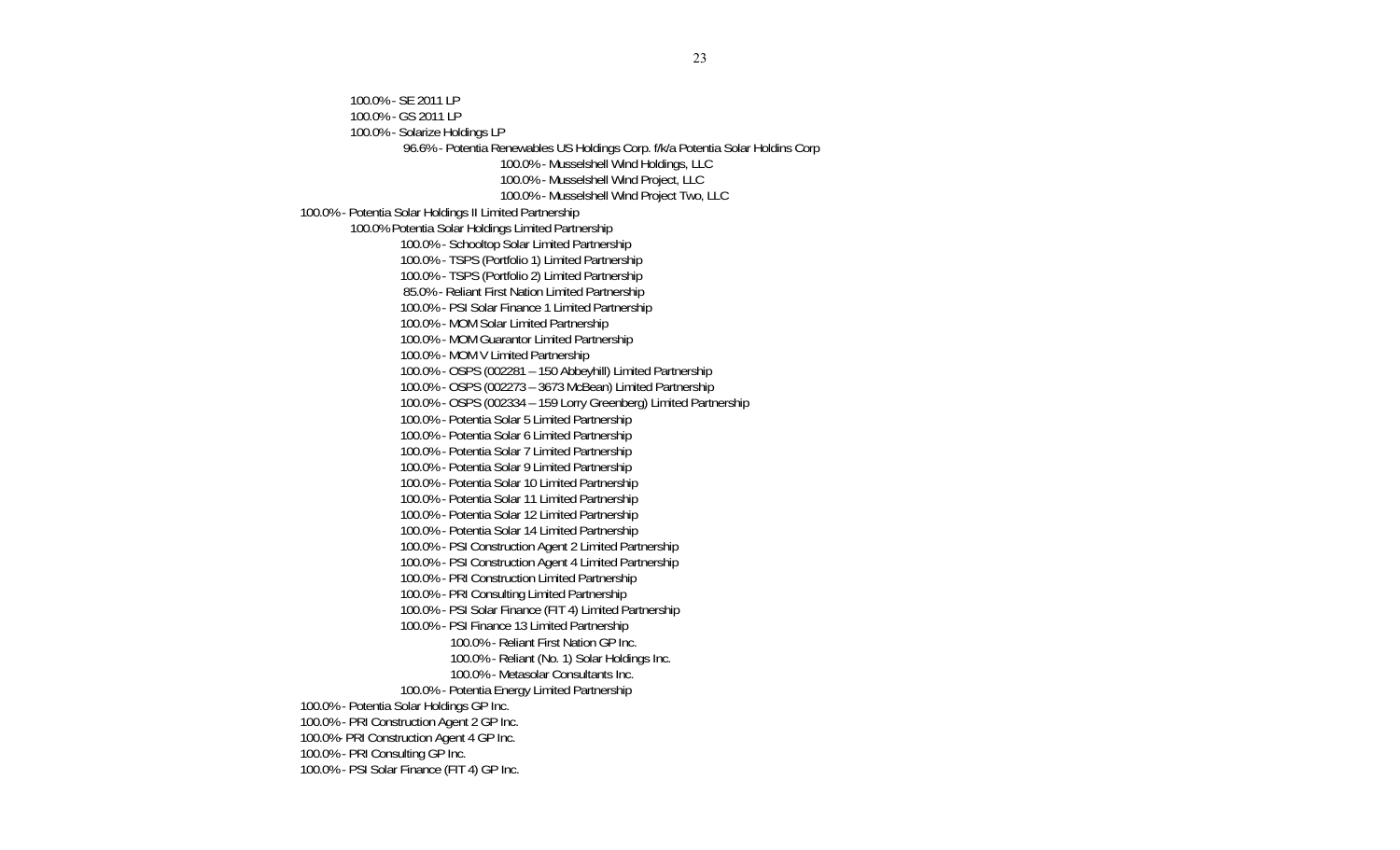- 100.0% - SE 2011 LP
- 100.0% - GS 2011 LP
- 100.0% - Solarize Holdings LP
  - 96.6% - Potentia Renewables US Holdings Corp. f/k/a Potentia Solar Holdins Corp
    - 100.0% - Musselshell Wind Holdings, LLC
    - 100.0% - Musselshell Wind Project, LLC
    - 100.0% - Musselshell Wind Project Two, LLC

100.0% - Potentia Solar Holdings II Limited Partnership

- 100.0% Potentia Solar Holdings Limited Partnership
  - 100.0% - Schooltop Solar Limited Partnership
  - 100.0% - TSPS (Portfolio 1) Limited Partnership
  - 100.0% - TSPS (Portfolio 2) Limited Partnership
  - 85.0% - Reliant First Nation Limited Partnership
  - 100.0% - PSI Solar Finance 1 Limited Partnership
  - 100.0% - MOM Solar Limited Partnership
  - 100.0% - MOM Guarantor Limited Partnership
  - 100.0% - MOM V Limited Partnership
  - 100.0% - OSPS (002281 – 150 Abbeyhill) Limited Partnership
  - 100.0% - OSPS (002273 – 3673 McBean) Limited Partnership
  - 100.0% - OSPS (002334 – 159 Lorry Greenberg) Limited Partnership
  - 100.0% - Potentia Solar 5 Limited Partnership
  - 100.0% - Potentia Solar 6 Limited Partnership
  - 100.0% - Potentia Solar 7 Limited Partnership
  - 100.0% - Potentia Solar 9 Limited Partnership
  - 100.0% - Potentia Solar 10 Limited Partnership
  - 100.0% - Potentia Solar 11 Limited Partnership
  - 100.0% - Potentia Solar 12 Limited Partnership
  - 100.0% - Potentia Solar 14 Limited Partnership
  - 100.0% - PSI Construction Agent 2 Limited Partnership
  - 100.0% - PSI Construction Agent 4 Limited Partnership
  - 100.0% - PRI Construction Limited Partnership
  - 100.0% - PRI Consulting Limited Partnership
  - 100.0% - PSI Solar Finance (FIT 4) Limited Partnership
  - 100.0% - PSI Finance 13 Limited Partnership
    - 100.0% - Reliant First Nation GP Inc.
    - 100.0% - Reliant (No. 1) Solar Holdings Inc.
    - 100.0% - Metasolar Consultants Inc.
  - 100.0% - Potentia Energy Limited Partnership

100.0% - Potentia Solar Holdings GP Inc.

100.0% - PRI Construction Agent 2 GP Inc.

100.0%- PRI Construction Agent 4 GP Inc.

100.0% - PRI Consulting GP Inc.

100.0% - PSI Solar Finance (FIT 4) GP Inc.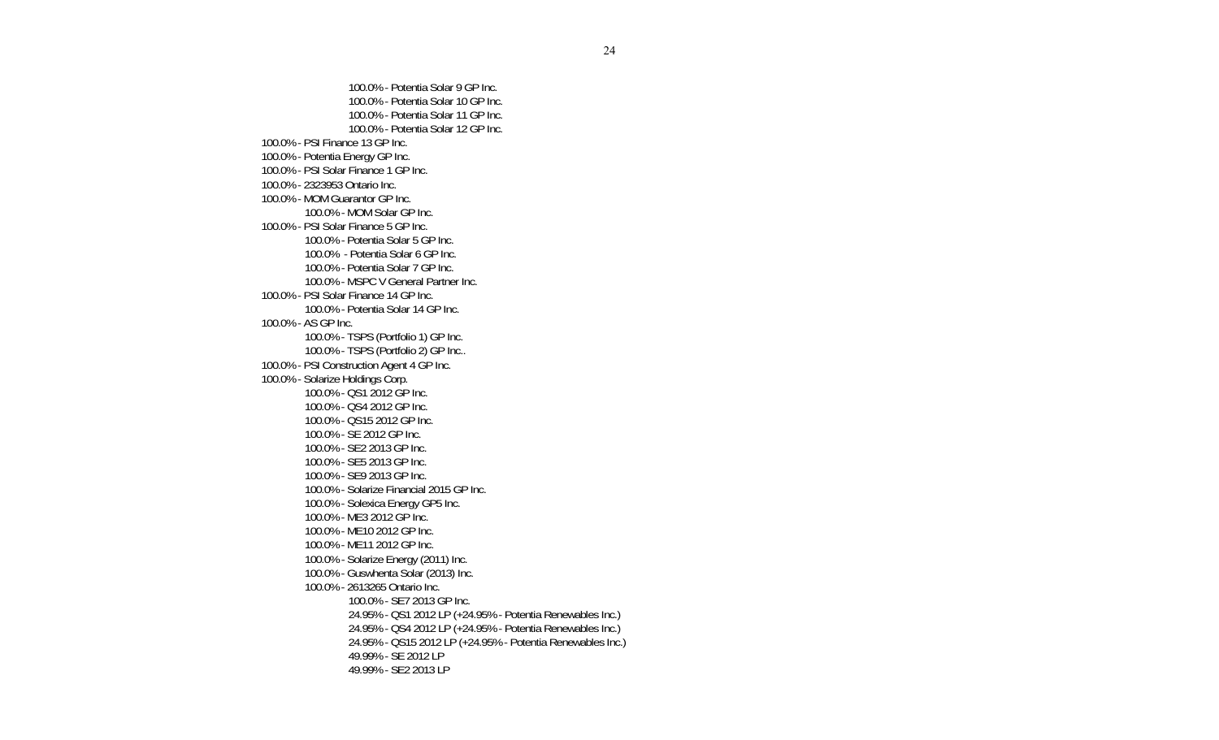- 100.0% - Potentia Solar 9 GP Inc.
        - 100.0% - Potentia Solar 10 GP Inc.
        - 100.0% - Potentia Solar 11 GP Inc.
        - 100.0% - Potentia Solar 12 GP Inc.
- 100.0% - PSI Finance 13 GP Inc.
- 100.0% - Potentia Energy GP Inc.
- 100.0% - PSI Solar Finance 1 GP Inc.
- 100.0% - 2323953 Ontario Inc.
- 100.0% - MOM Guarantor GP Inc.
    - 100.0% - MOM Solar GP Inc.
- 100.0% - PSI Solar Finance 5 GP Inc.
    - 100.0% - Potentia Solar 5 GP Inc.
    - 100.0% - Potentia Solar 6 GP Inc.
    - 100.0% - Potentia Solar 7 GP Inc.
    - 100.0% - MSPC V General Partner Inc.
- 100.0% - PSI Solar Finance 14 GP Inc.
    - 100.0% - Potentia Solar 14 GP Inc.
- 100.0% - AS GP Inc.
    - 100.0% - TSPS (Portfolio 1) GP Inc.
    - 100.0% - TSPS (Portfolio 2) GP Inc..
- 100.0% - PSI Construction Agent 4 GP Inc.
- 100.0% - Solarize Holdings Corp.
    - 100.0% - QS1 2012 GP Inc.
    - 100.0% - QS4 2012 GP Inc.
    - 100.0% - QS15 2012 GP Inc.
    - 100.0% - SE 2012 GP Inc.
    - 100.0% - SE2 2013 GP Inc.
    - 100.0% - SE5 2013 GP Inc.
    - 100.0% - SE9 2013 GP Inc.
    - 100.0% - Solarize Financial 2015 GP Inc.
    - 100.0% - Solexica Energy GP5 Inc.
    - 100.0% - ME3 2012 GP Inc.
    - 100.0% - ME10 2012 GP Inc.
    - 100.0% - ME11 2012 GP Inc.
    - 100.0% - Solarize Energy (2011) Inc.
    - 100.0% - Guswhenta Solar (2013) Inc.
    - 100.0% - 2613265 Ontario Inc.
        - 100.0% - SE7 2013 GP Inc.
        - 24.95% - QS1 2012 LP (+24.95% - Potentia Renewables Inc.)
        - 24.95% - QS4 2012 LP (+24.95% - Potentia Renewables Inc.)
        - 24.95% - QS15 2012 LP (+24.95% - Potentia Renewables Inc.)
        - 49.99% - SE 2012 LP
        - 49.99% - SE2 2013 LP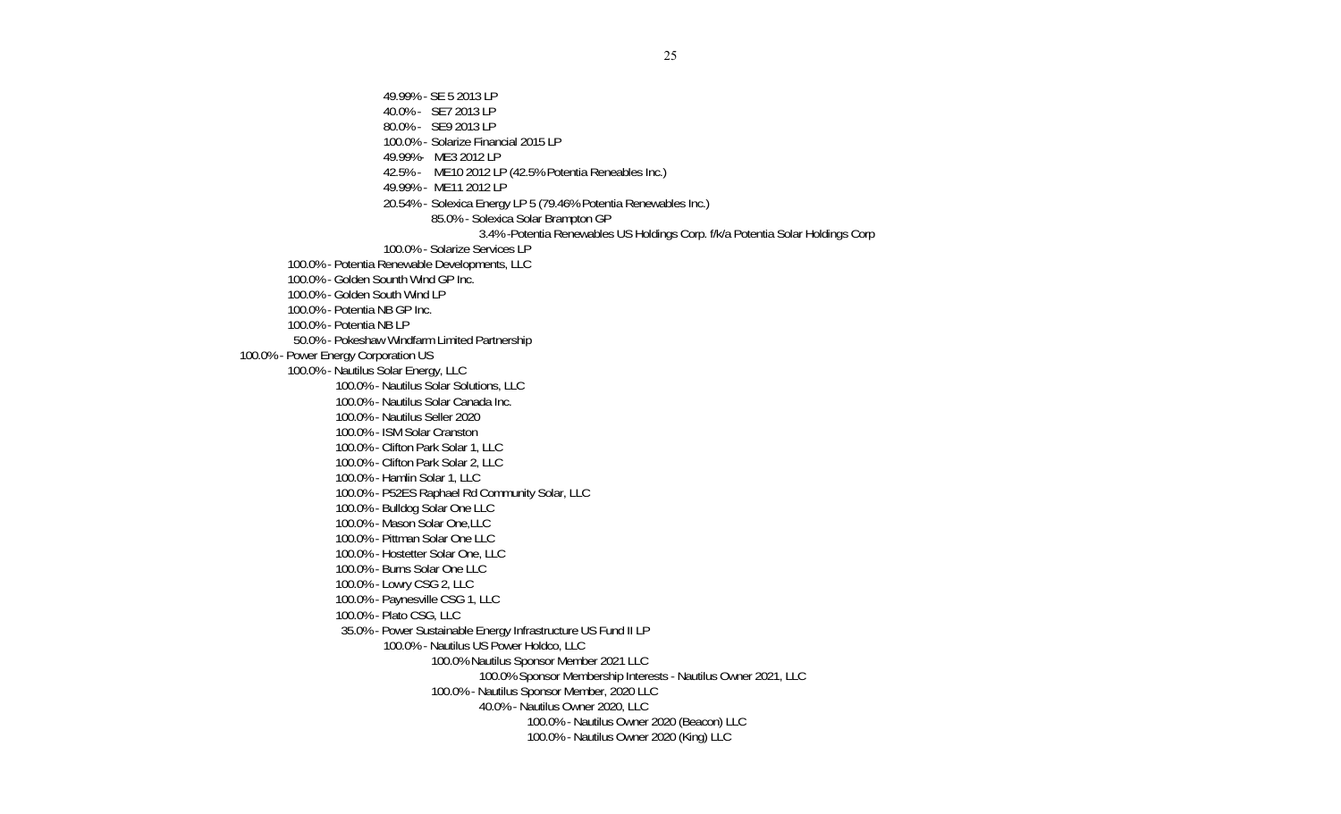- 49.99% - SE 5 2013 LP
- 40.0% - SE7 2013 LP
- 80.0% - SE9 2013 LP
- 100.0% - Solarize Financial 2015 LP
- 49.99% ME3 2012 LP
- 42.5% - ME10 2012 LP (42.5% Potentia Reneables Inc.)
- 49.99% - ME11 2012 LP
- 20.54% - Solexica Energy LP 5 (79.46% Potentia Renewables Inc.)
  - 85.0% - Solexica Solar Brampton GP
    - 3.4% -Potentia Renewables US Holdings Corp. f/k/a Potentia Solar Holdings Corp
- 100.0% - Solarize Services LP

- 100.0% - Potentia Renewable Developments, LLC
- 100.0% - Golden Sounth Wind GP Inc.
- 100.0% - Golden South Wind LP
- 100.0% - Potentia NB GP Inc.
- 100.0% - Potentia NB LP
- 50.0% - Pokeshaw Windfarm Limited Partnership

100.0% - Power Energy Corporation US
- 100.0% - Nautilus Solar Energy, LLC
  - 100.0% - Nautilus Solar Solutions, LLC
  - 100.0% - Nautilus Solar Canada Inc.
  - 100.0% - Nautilus Seller 2020
  - 100.0% - ISM Solar Cranston
  - 100.0% - Clifton Park Solar 1, LLC
  - 100.0% - Clifton Park Solar 2, LLC
  - 100.0% - Hamlin Solar 1, LLC
  - 100.0% - P52ES Raphael Rd Community Solar, LLC
  - 100.0% - Bulldog Solar One LLC
  - 100.0% - Mason Solar One,LLC
  - 100.0% - Pittman Solar One LLC
  - 100.0% - Hostetter Solar One, LLC
  - 100.0% - Burns Solar One LLC
  - 100.0% - Lowry CSG 2, LLC
  - 100.0% - Paynesville CSG 1, LLC
  - 100.0% - Plato CSG, LLC
  - 35.0% - Power Sustainable Energy Infrastructure US Fund II LP
    - 100.0% - Nautilus US Power Holdco, LLC
      - 100.0% Nautilus Sponsor Member 2021 LLC
        - 100.0% Sponsor Membership Interests - Nautilus Owner 2021, LLC
      - 100.0% - Nautilus Sponsor Member, 2020 LLC
        - 40.0% - Nautilus Owner 2020, LLC
          - 100.0% - Nautilus Owner 2020 (Beacon) LLC
          - 100.0% - Nautilus Owner 2020 (King) LLC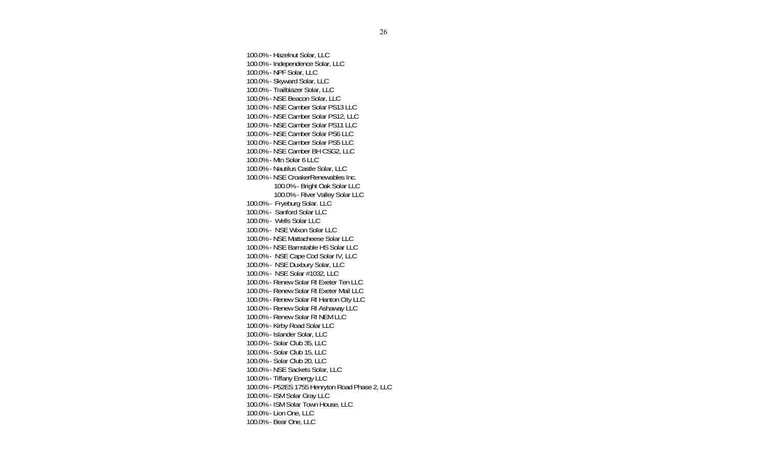100.0% - Hazelnut Solar, LLC  
100.0% - Independence Solar, LLC  
100.0% - NPF Solar, LLC  
100.0% - Skyward Solar, LLC  
100.0% - Trailblazer Solar, LLC  
100.0% - NSE Beacon Solar, LLC  
100.0% - NSE Camber Solar PS13 LLC  
100.0% - NSE Camber Solar PS12, LLC  
100.0% - NSE Camber Solar PS11 LLC  
100.0% - NSE Camber Solar PS6 LLC  
100.0% - NSE Camber Solar PS5 LLC  
100.0% - NSE Camber BH CSG2, LLC  
100.0% - Mtn Solar 6 LLC  
100.0% - Nautilus Castle Solar, LLC  
100.0% - NSE CroakerRenewables Inc.  
    100.0% - Bright Oak Solar LLC  
    100.0% - River Valley Solar LLC  
100.0% - Fryeburg Solar. LLC  
100.0% - Sanford Solar LLC  
100.0% - Wells Solar LLC  
100.0% - NSE Wixon Solar LLC  
100.0% - NSE Mattacheese Solar LLC  
100.0% - NSE Barnstable HS Solar LLC  
100.0% - NSE Cape Cod Solar IV, LLC  
100.0% - NSE Duxbury Solar, LLC  
100.0% - NSE Solar #1032, LLC  
100.0% - Renew Solar RI Exeter Ten LLC  
100.0% - Renew Solar RI Exeter Mail LLC  
100.0% - Renew Solar RI Hanton City LLC  
100.0% - Renew Solar RI Ashaway LLC  
100.0% - Renew Solar RI NEM LLC  
100.0% - Kirby Road Solar LLC  
100.0% - Islander Solar, LLC  
100.0% - Solar Club 35, LLC  
100.0% - Solar Club 15, LLC  
100.0% - Solar Club 20, LLC  
100.0% - NSE Sackets Solar, LLC  
100.0% - Tiffany Energy LLC  
100.0% - P52ES 1755 Henryton Road Phase 2, LLC  
100.0% - ISM Solar Gray LLC  
100.0% - ISM Solar Town House, LLC  
100.0% - Lion One, LLC  
100.0% - Bear One, LLC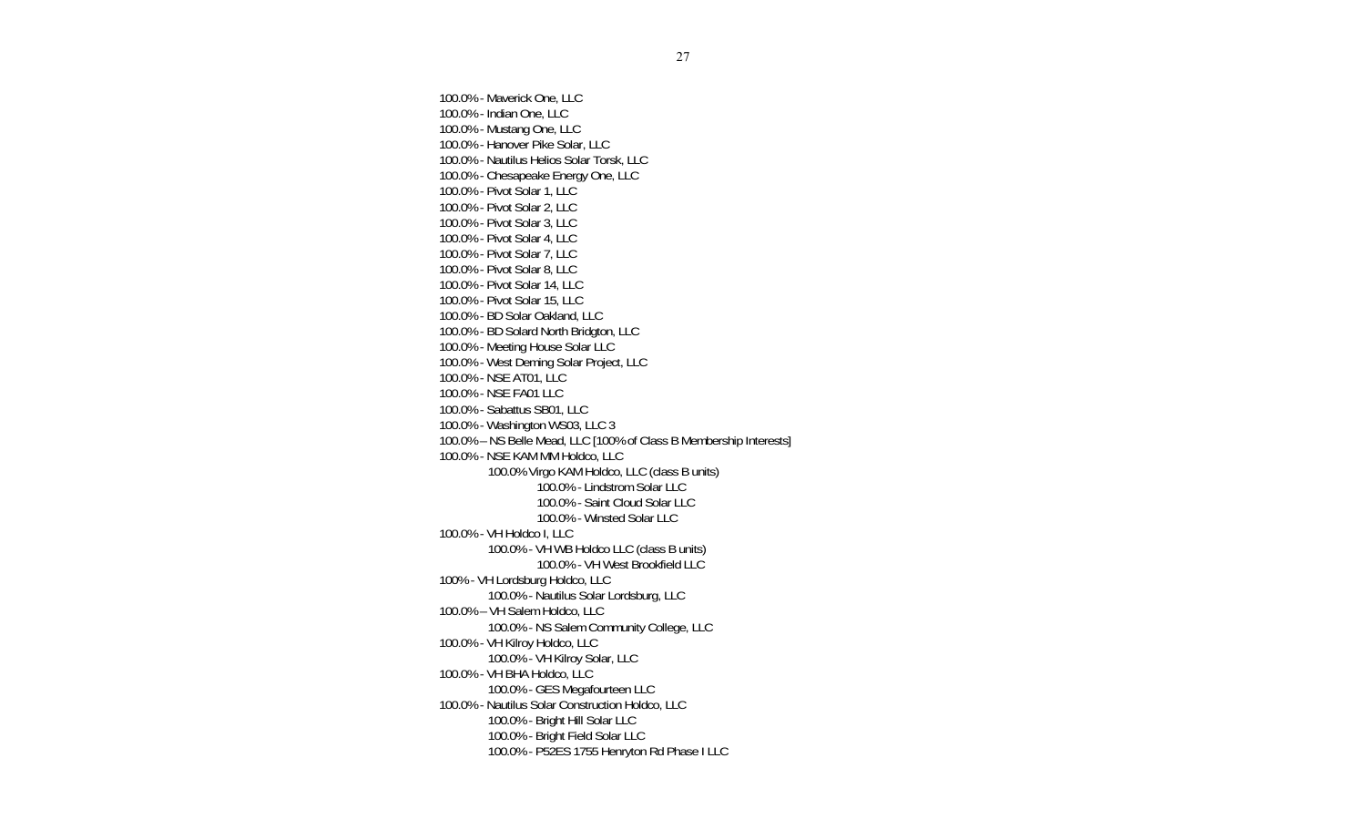100.0% - Maverick One, LLC
100.0% - Indian One, LLC
100.0% - Mustang One, LLC
100.0% - Hanover Pike Solar, LLC
100.0% - Nautilus Helios Solar Torsk, LLC
100.0% - Chesapeake Energy One, LLC
100.0% - Pivot Solar 1, LLC
100.0% - Pivot Solar 2, LLC
100.0% - Pivot Solar 3, LLC
100.0% - Pivot Solar 4, LLC
100.0% - Pivot Solar 7, LLC
100.0% - Pivot Solar 8, LLC
100.0% - Pivot Solar 14, LLC
100.0% - Pivot Solar 15, LLC
100.0% - BD Solar Oakland, LLC
100.0% - BD Solard North Bridgton, LLC
100.0% - Meeting House Solar LLC
100.0% - West Deming Solar Project, LLC
100.0% - NSE AT01, LLC
100.0% - NSE FA01 LLC
100.0% - Sabattus SB01, LLC
100.0% - Washington WS03, LLC 3
100.0% – NS Belle Mead, LLC [100% of Class B Membership Interests]
100.0% - NSE KAM MM Holdco, LLC
- 100.0% Virgo KAM Holdco, LLC (class B units)
  - 100.0% - Lindstrom Solar LLC
  - 100.0% - Saint Cloud Solar LLC
  - 100.0% - Winsted Solar LLC

100.0% - VH Holdco I, LLC
- 100.0% - VH WB Holdco LLC (class B units)
  - 100.0% - VH West Brookfield LLC

100% - VH Lordsburg Holdco, LLC
- 100.0% - Nautilus Solar Lordsburg, LLC

100.0% – VH Salem Holdco, LLC
- 100.0% - NS Salem Community College, LLC

100.0% - VH Kilroy Holdco, LLC
- 100.0% - VH Kilroy Solar, LLC

100.0% - VH BHA Holdco, LLC
- 100.0% - GES Megafourteen LLC

100.0% - Nautilus Solar Construction Holdco, LLC
- 100.0% - Bright Hill Solar LLC
- 100.0% - Bright Field Solar LLC
- 100.0% - P52ES 1755 Henryton Rd Phase I LLC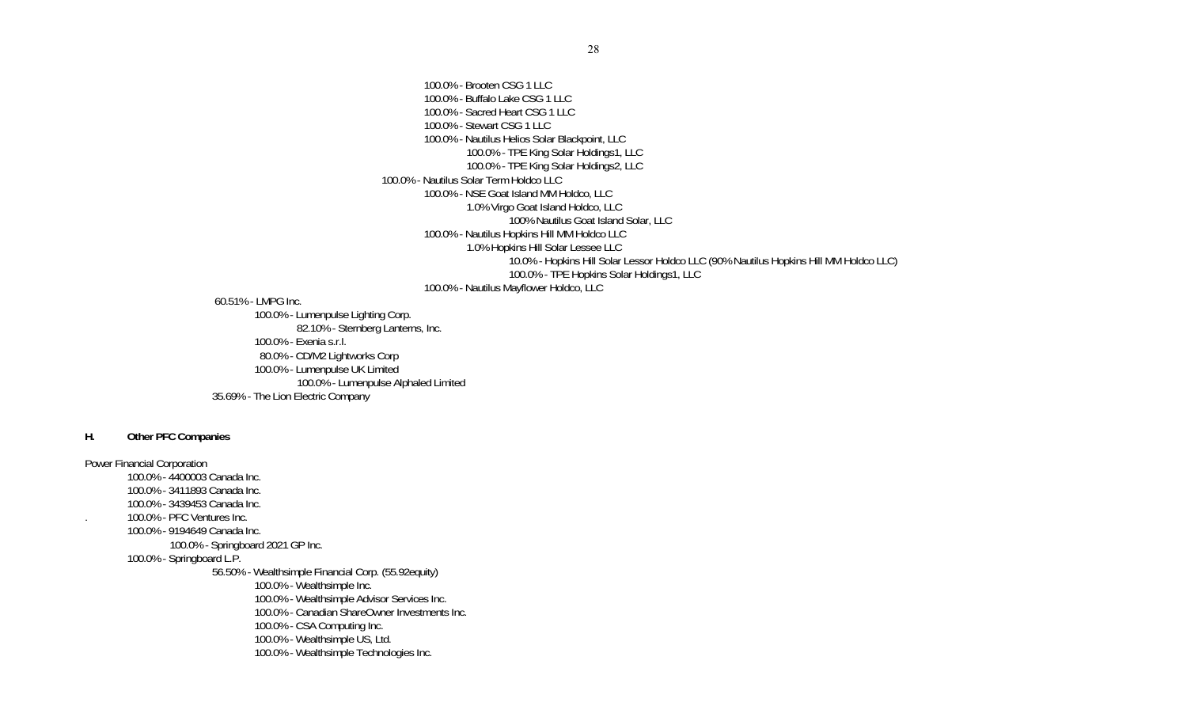100.0% - Brooten CSG 1 LLC
100.0% - Buffalo Lake CSG 1 LLC
100.0% - Sacred Heart CSG 1 LLC
100.0% - Stewart CSG 1 LLC
100.0% - Nautilus Helios Solar Blackpoint, LLC
    100.0% - TPE King Solar Holdings1, LLC
    100.0% - TPE King Solar Holdings2, LLC
100.0% - Nautilus Solar Term Holdco LLC
    100.0% - NSE Goat Island MM Holdco, LLC
        1.0% Virgo Goat Island Holdco, LLC
            100% Nautilus Goat Island Solar, LLC
    100.0% - Nautilus Hopkins Hill MM Holdco LLC
        1.0% Hopkins Hill Solar Lessee LLC
            10.0% - Hopkins Hill Solar Lessor Holdco LLC (90% Nautilus Hopkins Hill MM Holdco LLC)
            100.0% - TPE Hopkins Solar Holdings1, LLC
    100.0% - Nautilus Mayflower Holdco, LLC
60.51% - LMPG Inc.
    100.0% - Lumenpulse Lighting Corp.
        82.10% - Sternberg Lanterns, Inc.
    100.0% - Exenia s.r.l.
    80.0% - CD/M2 Lightworks Corp
    100.0% - Lumenpulse UK Limited
        100.0% - Lumenpulse Alphaled Limited
35.69% - The Lion Electric Company

## H. Other PFC Companies

Power Financial Corporation
- 100.0% - 4400003 Canada Inc.
- 100.0% - 3411893 Canada Inc.
- 100.0% - 3439453 Canada Inc.
- 100.0% - PFC Ventures Inc.
- 100.0% - 9194649 Canada Inc.
    - 100.0% - Springboard 2021 GP Inc.
- 100.0% - Springboard L.P.
    - 56.50% - Wealthsimple Financial Corp. (55.92equity)
        - 100.0% - Wealthsimple Inc.
        - 100.0% - Wealthsimple Advisor Services Inc.
        - 100.0% - Canadian ShareOwner Investments Inc.
        - 100.0% - CSA Computing Inc.
        - 100.0% - Wealthsimple US, Ltd.
        - 100.0% - Wealthsimple Technologies Inc.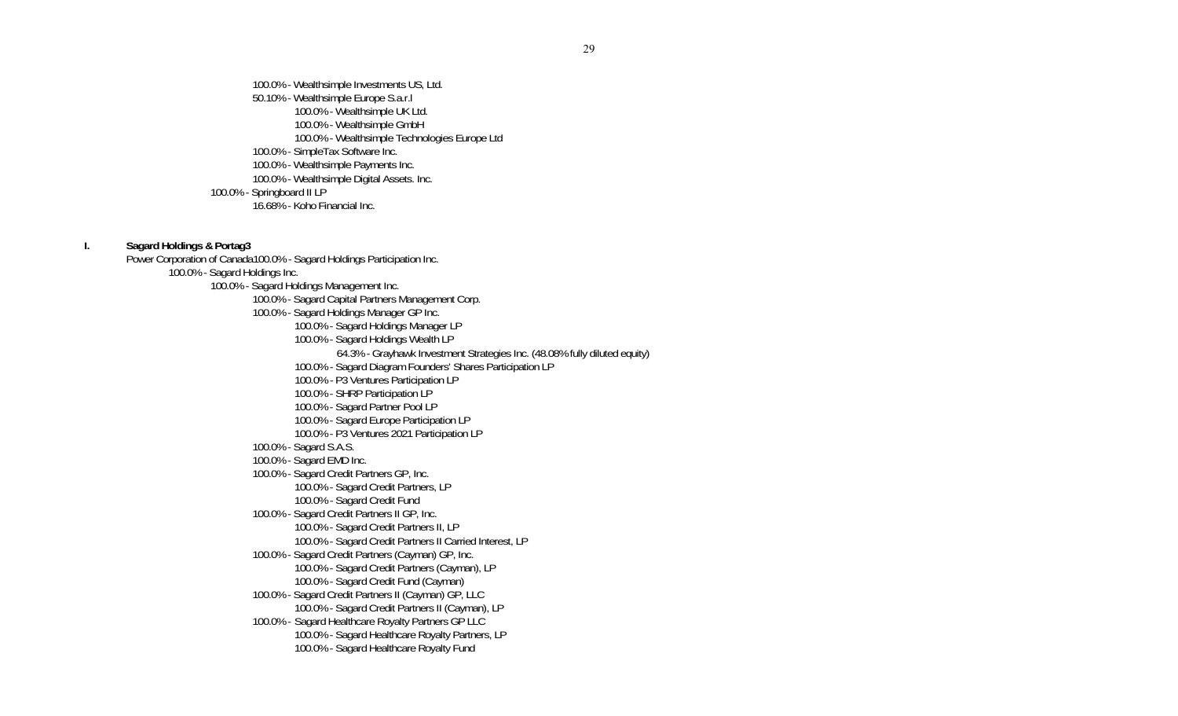100.0% - Wealthsimple Investments US, Ltd.
50.10% - Wealthsimple Europe S.a.r.l
100.0% - Wealthsimple UK Ltd.
100.0% - Wealthsimple GmbH
100.0% - Wealthsimple Technologies Europe Ltd
100.0% - SimpleTax Software Inc.
100.0% - Wealthsimple Payments Inc.
100.0% - Wealthsimple Digital Assets. Inc.
100.0% - Springboard II LP
16.68% - Koho Financial Inc.

**I. Sagard Holdings & Portag3**

Power Corporation of Canada100.0% - Sagard Holdings Participation Inc.
100.0% - Sagard Holdings Inc.
100.0% - Sagard Holdings Management Inc.
100.0% - Sagard Capital Partners Management Corp.
100.0% - Sagard Holdings Manager GP Inc.
100.0% - Sagard Holdings Manager LP
100.0% - Sagard Holdings Wealth LP
64.3% - Grayhawk Investment Strategies Inc. (48.08% fully diluted equity)
100.0% - Sagard Diagram Founders' Shares Participation LP
100.0% - P3 Ventures Participation LP
100.0% - SHRP Participation LP
100.0% - Sagard Partner Pool LP
100.0% - Sagard Europe Participation LP
100.0% - P3 Ventures 2021 Participation LP
100.0% - Sagard S.A.S.
100.0% - Sagard EMD Inc.
100.0% - Sagard Credit Partners GP, Inc.
100.0% - Sagard Credit Partners, LP
100.0% - Sagard Credit Fund
100.0% - Sagard Credit Partners II GP, Inc.
100.0% - Sagard Credit Partners II, LP
100.0% - Sagard Credit Partners II Carried Interest, LP
100.0% - Sagard Credit Partners (Cayman) GP, Inc.
100.0% - Sagard Credit Partners (Cayman), LP
100.0% - Sagard Credit Fund (Cayman)
100.0% - Sagard Credit Partners II (Cayman) GP, LLC
100.0% - Sagard Credit Partners II (Cayman), LP
100.0% - Sagard Healthcare Royalty Partners GP LLC
100.0% - Sagard Healthcare Royalty Partners, LP
100.0% - Sagard Healthcare Royalty Fund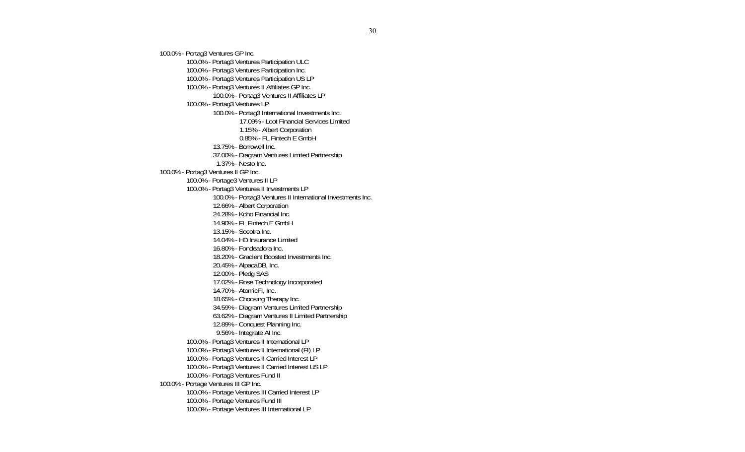- 100.0% - Portag3 Ventures GP Inc.
  - 100.0% - Portag3 Ventures Participation ULC
  - 100.0% - Portag3 Ventures Participation Inc.
  - 100.0% - Portag3 Ventures Participation US LP
  - 100.0% - Portag3 Ventures II Affiliates GP Inc.
    - 100.0% - Portag3 Ventures II Affiliates LP
  - 100.0% - Portag3 Ventures LP
    - 100.0% - Portag3 International Investments Inc.
      - 17.09% - Loot Financial Services Limited
      - 1.15% - Albert Corporation
      - 0.85% - FL Fintech E GmbH
    - 13.75% - Borrowell Inc.
    - 37.00% - Diagram Ventures Limited Partnership
    - 1.37% - Nesto Inc.
- 100.0% - Portag3 Ventures II GP Inc.
  - 100.0% - Portage3 Ventures II LP
  - 100.0% - Portag3 Ventures II Investments LP
    - 100.0% - Portag3 Ventures II International Investments Inc.
    - 12.66% - Albert Corporation
    - 24.28% - Koho Financial Inc.
    - 14.90% - FL Fintech E GmbH
    - 13.15% - Socotra Inc.
    - 14.04% - HD Insurance Limited
    - 16.80% - Fondeadora Inc.
    - 18.20% - Gradient Boosted Investments Inc.
    - 20.45% - AlpacaDB, Inc.
    - 12.00% - Pledg SAS
    - 17.02% - Rose Technology Incorporated
    - 14.70% - AtomicFI, Inc.
    - 18.65% - Choosing Therapy Inc.
    - 34.59% - Diagram Ventures Limited Partnership
    - 63.62% - Diagram Ventures II Limited Partnership
    - 12.89% - Conquest Planning Inc.
    - 9.56% - Integrate AI Inc.
  - 100.0% - Portag3 Ventures II International LP
  - 100.0% - Portag3 Ventures II International (FI) LP
  - 100.0% - Portag3 Ventures II Carried Interest LP
  - 100.0% - Portag3 Ventures II Carried Interest US LP
  - 100.0% - Portag3 Ventures Fund II
- 100.0% - Portage Ventures III GP Inc.
  - 100.0% - Portage Ventures III Carried Interest LP
  - 100.0% - Portage Ventures Fund III
  - 100.0% - Portage Ventures III International LP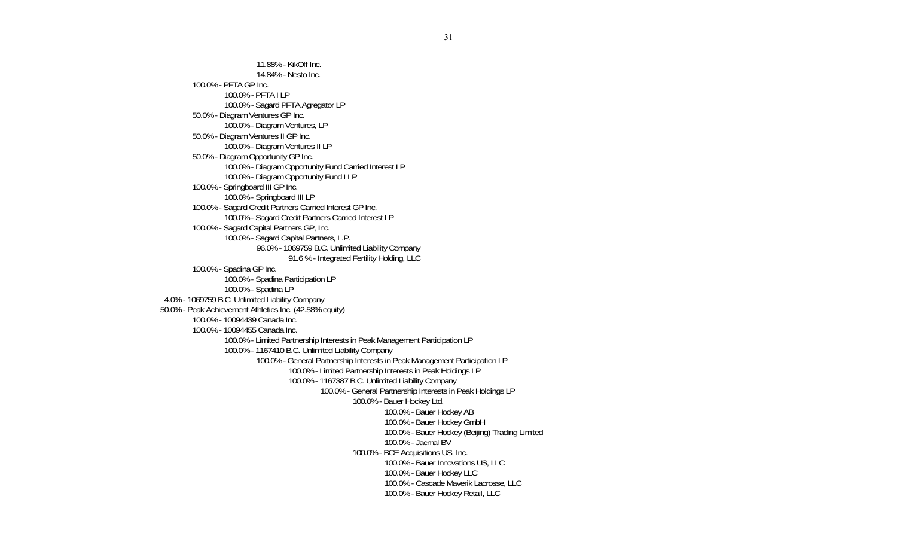- 11.88% - KikOff Inc.
- 14.84% - Nesto Inc.

100.0% - PFTA GP Inc.
- 100.0% - PFTA I LP
- 100.0% - Sagard PFTA Agregator LP

50.0% - Diagram Ventures GP Inc.
- 100.0% - Diagram Ventures, LP

50.0% - Diagram Ventures II GP Inc.
- 100.0% - Diagram Ventures II LP

50.0% - Diagram Opportunity GP Inc.
- 100.0% - Diagram Opportunity Fund Carried Interest LP
- 100.0% - Diagram Opportunity Fund I LP

100.0% - Springboard III GP Inc.
- 100.0% - Springboard III LP

100.0% - Sagard Credit Partners Carried Interest GP Inc.
- 100.0% - Sagard Credit Partners Carried Interest LP

100.0% - Sagard Capital Partners GP, Inc.
- 100.0% - Sagard Capital Partners, L.P.
  - 96.0% - 1069759 B.C. Unlimited Liability Company
    - 91.6 % - Integrated Fertility Holding, LLC

100.0% - Spadina GP Inc.
- 100.0% - Spadina Participation LP
- 100.0% - Spadina LP

4.0% - 1069759 B.C. Unlimited Liability Company

50.0% - Peak Achievement Athletics Inc. (42.58% equity)
- 100.0% - 10094439 Canada Inc.
- 100.0% - 10094455 Canada Inc.
  - 100.0% - Limited Partnership Interests in Peak Management Participation LP
  - 100.0% - 1167410 B.C. Unlimited Liability Company
    - 100.0% - General Partnership Interests in Peak Management Participation LP
      - 100.0% - Limited Partnership Interests in Peak Holdings LP
      - 100.0% - 1167387 B.C. Unlimited Liability Company
        - 100.0% - General Partnership Interests in Peak Holdings LP
          - 100.0% - Bauer Hockey Ltd.
            - 100.0% - Bauer Hockey AB
            - 100.0% - Bauer Hockey GmbH
            - 100.0% - Bauer Hockey (Beijing) Trading Limited
            - 100.0% - Jacmal BV
          - 100.0% - BCE Acquisitions US, Inc.
            - 100.0% - Bauer Innovations US, LLC
            - 100.0% - Bauer Hockey LLC
            - 100.0% - Cascade Maverik Lacrosse, LLC
            - 100.0% - Bauer Hockey Retail, LLC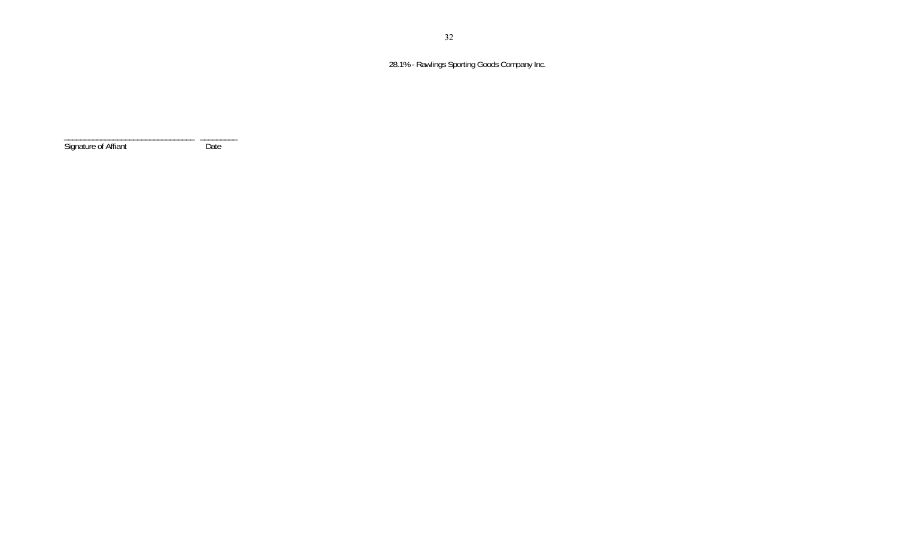28.1% - Rawlings Sporting Goods Company Inc.

\_\_\_\_\_\_\_\_\_\_\_\_\_\_\_\_\_\_\_\_\_\_\_\_\_\_\_\_\_\_\_\_\_\_ \_\_\_\_\_\_\_\_\_\_

Signature of Affiant Date